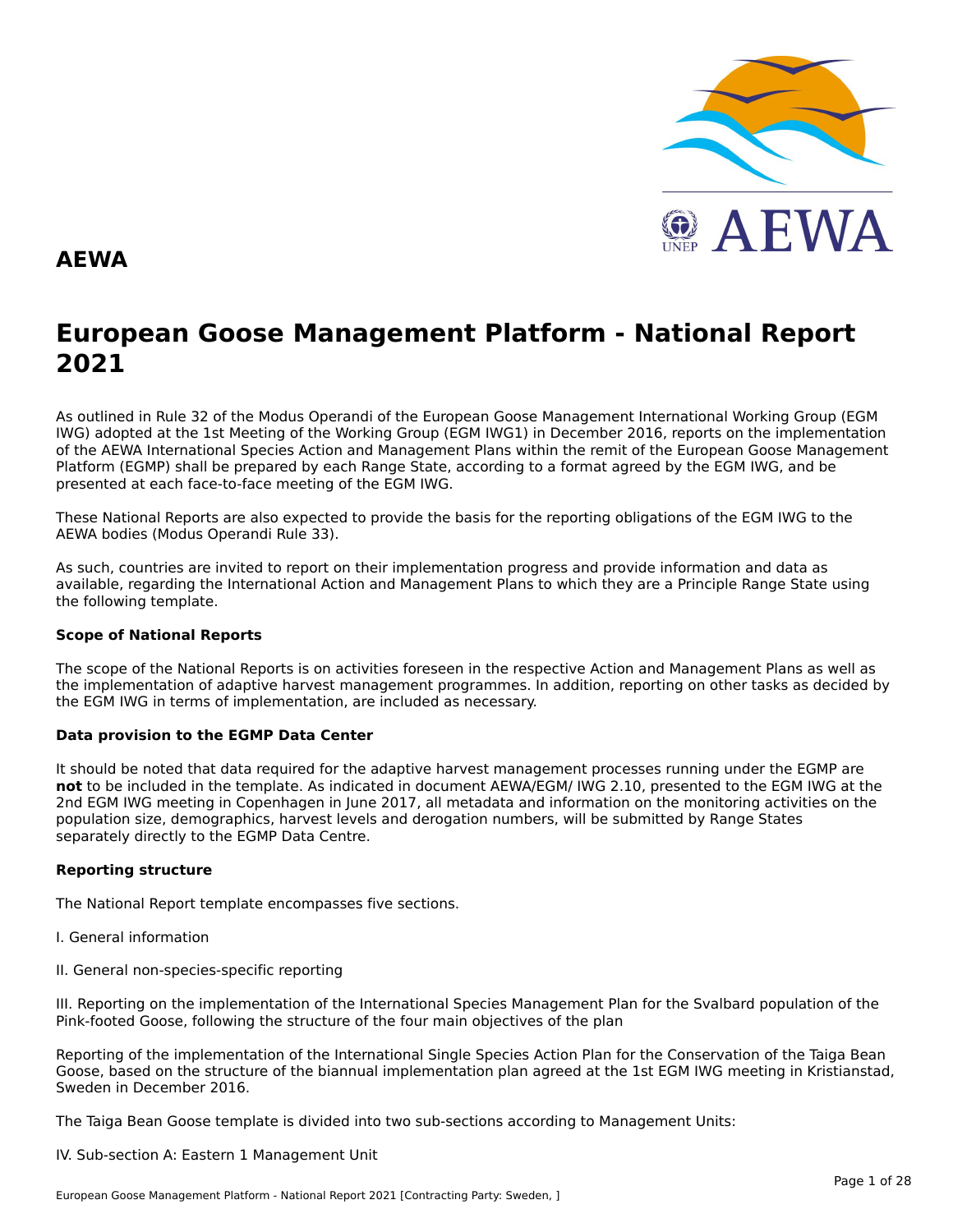# AEWA

# European Goose Management Platform - National Report 2021

As outlined in Rule 32 of the Modus Operandi of the European Goose Management International Working Group (EGM IWG) adopted at the 1st Meeting of the Working Group (EGM IWG1) in December 2016, reports on the implementation of the AEWA International Species Action and Management Plans within the remit of the European Goose Management Platform (EGMP) shall be prepared by each Range State, according to a format agreed by the EGM IWG, and be presented at each face-to-face meeting of the EGM IWG.

These National Reports are also expected to provide the basis for the reporting obligations of the EGM IWG to the AEWA bodies (Modus Operandi Rule 33).

As such, countries are invited to report on their implementation progress and provide information and data as available, regarding the International Action and Management Plans to which they are a Principle Range State using the following template.

**Scope of National Reports**

The scope of the National Reports is on activities foreseen in the respective Action and Management Plans as well as the implementation of adaptive harvest management programmes. In addition, reporting on other tasks as decided by the EGM IWG in terms of implementation, are included as necessary.

**Data provision to the EGMP Data Center**

It should be noted that data required for the adaptive harvest management processes running under the EGMP are **not** to be included in the template. As indicated in document AEWA/EGM/ IWG 2.10, presented to the EGM IWG at the 2nd EGM IWG meeting in Copenhagen in June 2017, all metadata and information on the monitoring activities on the population size, demographics, harvest levels and derogation numbers, will be submitted by Range States separately directly to the EGMP Data Centre.

**Reporting structure**

The National Report template encompasses five sections.

I. General information

II. General non-species-specific reporting

III. Reporting on the implementation of the International Species Management Plan for the Svalbard population of the Pink-footed Goose, following the structure of the four main objectives of the plan

Reporting of the implementation of the International Single Species Action Plan for the Conservation of the Taiga Bean Goose, based on the structure of the biannual implementation plan agreed at the 1st EGM IWG meeting in Kristianstad, Sweden in December 2016.

The Taiga Bean Goose template is divided into two sub-sections according to Management Units:

IV. Sub-section A: Eastern 1 Management Unit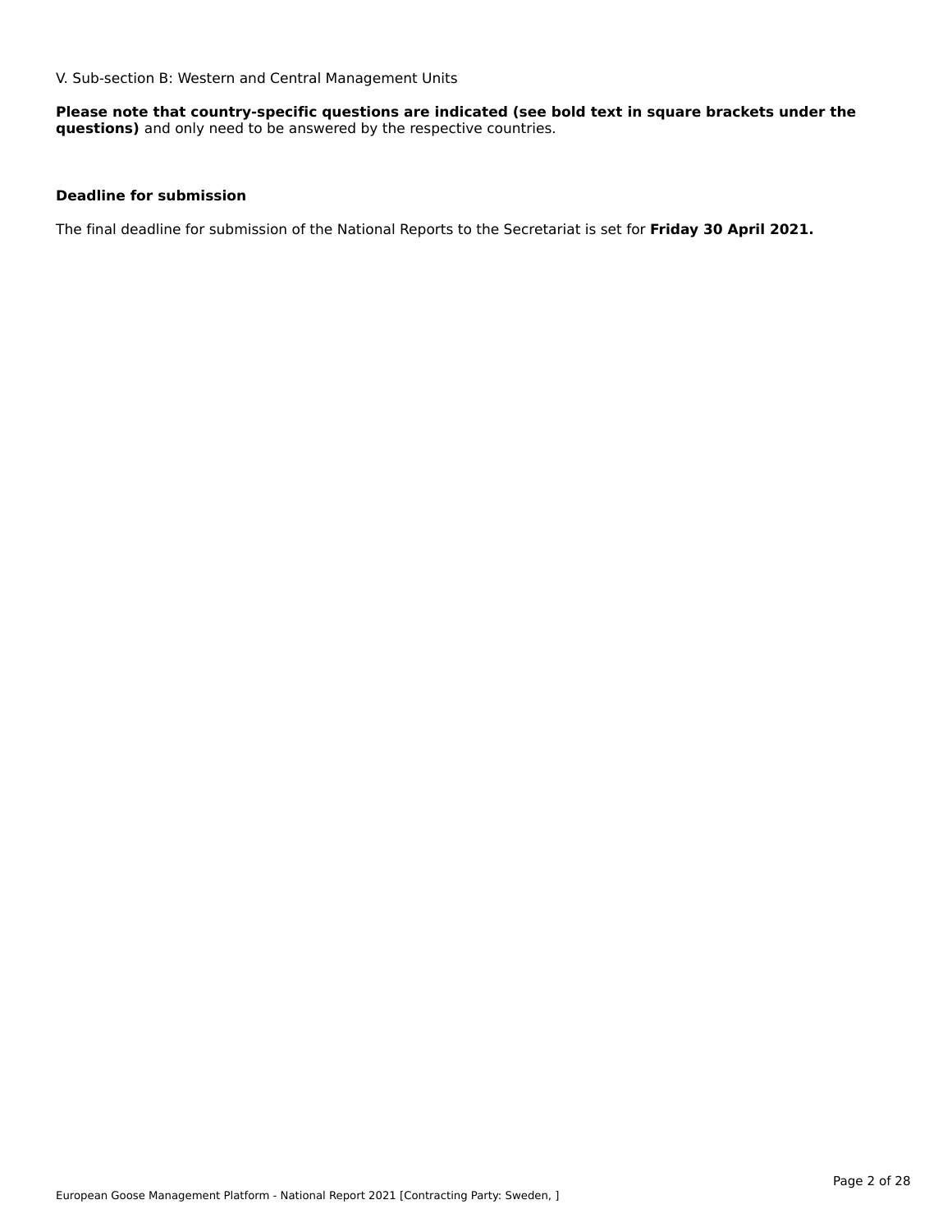V. Sub-section B: Western and Central Management Units

**Please note that country-specific questions are indicated (see bold text in square brackets under the questions)** and only need to be answered by the respective countries.

**Deadline for submission**

The final deadline for submission of the National Reports to the Secretariat is set for **Friday 30 April 2021.**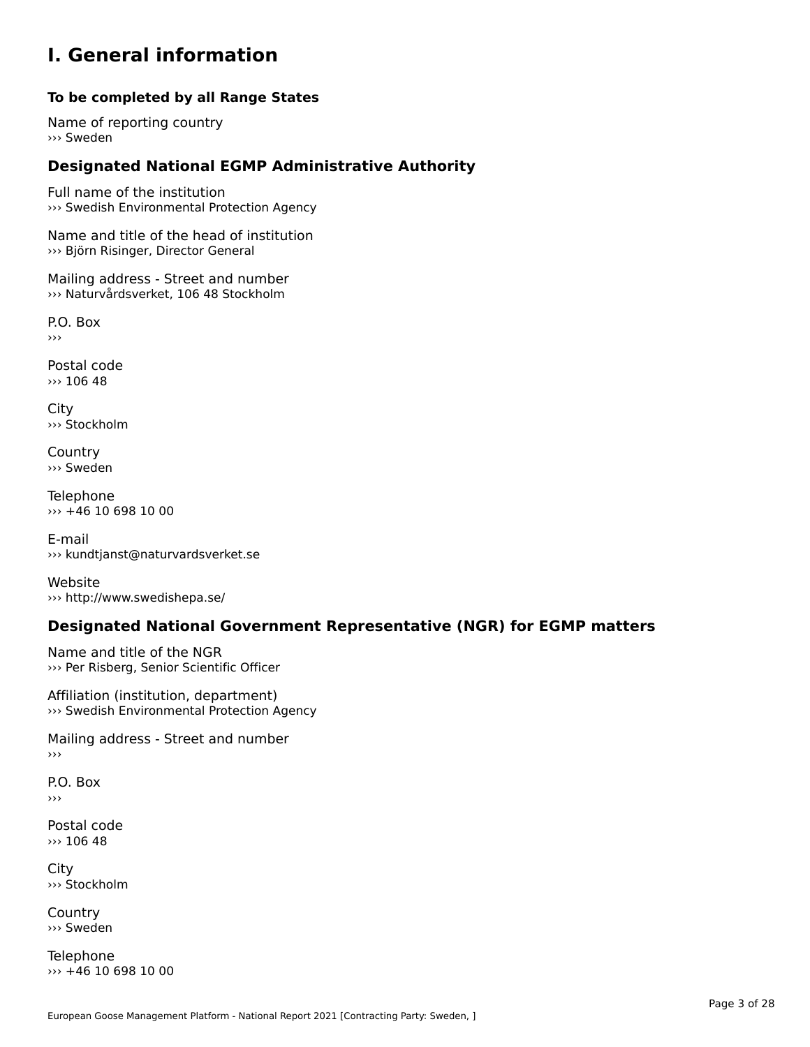# I. General information

### To be completed by all Range States

Name of reporting country
››› Sweden

## Designated National EGMP Administrative Authority

Full name of the institution
››› Swedish Environmental Protection Agency

Name and title of the head of institution
››› Björn Risinger, Director General

Mailing address - Street and number
››› Naturvårdsverket, 106 48 Stockholm

P.O. Box
›››

Postal code
››› 106 48

City
››› Stockholm

Country
››› Sweden

Telephone
››› +46 10 698 10 00

E-mail
››› kundtjanst@naturvardsverket.se

Website
››› http://www.swedishepa.se/

## Designated National Government Representative (NGR) for EGMP matters

Name and title of the NGR
››› Per Risberg, Senior Scientific Officer

Affiliation (institution, department)
››› Swedish Environmental Protection Agency

Mailing address - Street and number
›››

P.O. Box
›››

Postal code
››› 106 48

City
››› Stockholm

Country
››› Sweden

Telephone
››› +46 10 698 10 00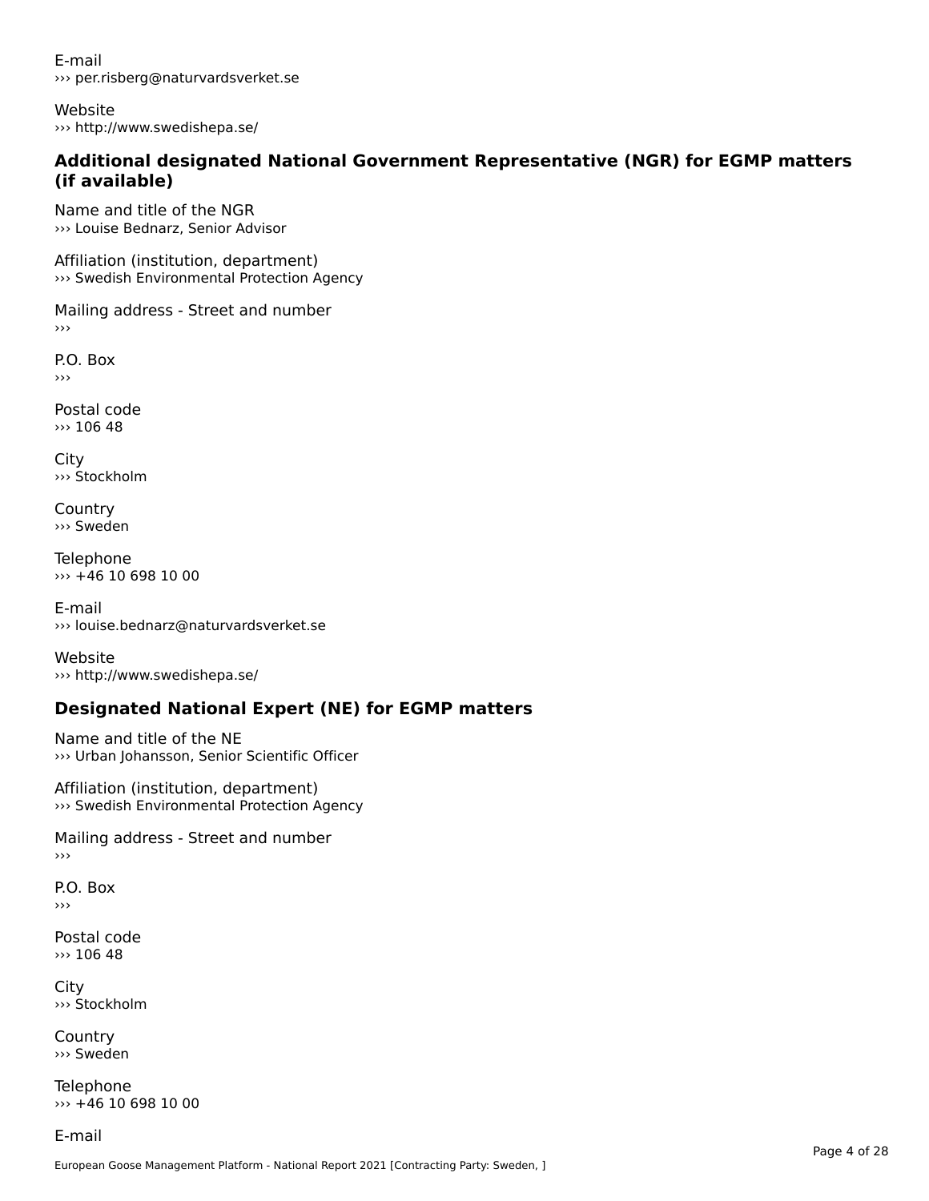E-mail
››› per.risberg@naturvardsverket.se

Website
››› http://www.swedishepa.se/

### Additional designated National Government Representative (NGR) for EGMP matters (if available)

Name and title of the NGR
››› Louise Bednarz, Senior Advisor

Affiliation (institution, department)
››› Swedish Environmental Protection Agency

Mailing address - Street and number
›››

P.O. Box
›››

Postal code
››› 106 48

City
››› Stockholm

Country
››› Sweden

Telephone
››› +46 10 698 10 00

E-mail
››› louise.bednarz@naturvardsverket.se

Website
››› http://www.swedishepa.se/

### Designated National Expert (NE) for EGMP matters

Name and title of the NE
››› Urban Johansson, Senior Scientific Officer

Affiliation (institution, department)
››› Swedish Environmental Protection Agency

Mailing address - Street and number
›››

P.O. Box
›››

Postal code
››› 106 48

City
››› Stockholm

Country
››› Sweden

Telephone
››› +46 10 698 10 00

E-mail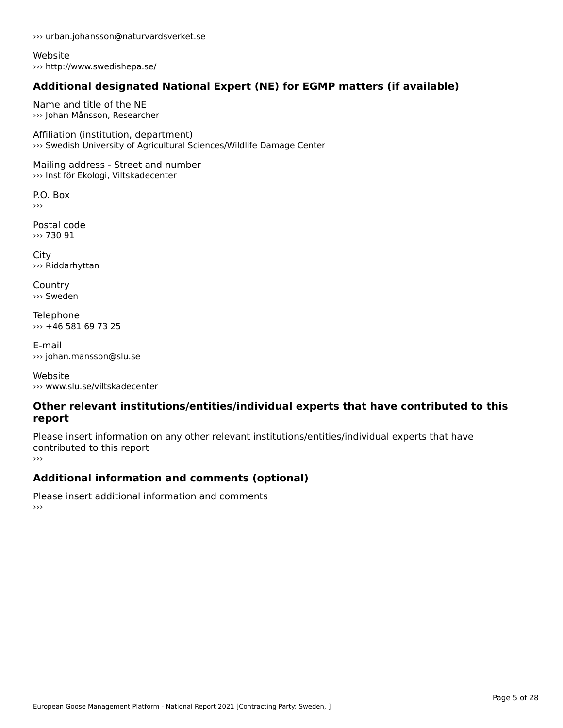››› urban.johansson@naturvardsverket.se

Website
››› http://www.swedishepa.se/

## Additional designated National Expert (NE) for EGMP matters (if available)

Name and title of the NE
››› Johan Månsson, Researcher

Affiliation (institution, department)
››› Swedish University of Agricultural Sciences/Wildlife Damage Center

Mailing address - Street and number
››› Inst för Ekologi, Viltskadecenter

P.O. Box
›››

Postal code
››› 730 91

City
››› Riddarhyttan

Country
››› Sweden

Telephone
››› +46 581 69 73 25

E-mail
››› johan.mansson@slu.se

Website
››› www.slu.se/viltskadecenter

## Other relevant institutions/entities/individual experts that have contributed to this report

Please insert information on any other relevant institutions/entities/individual experts that have contributed to this report
›››

## Additional information and comments (optional)

Please insert additional information and comments
›››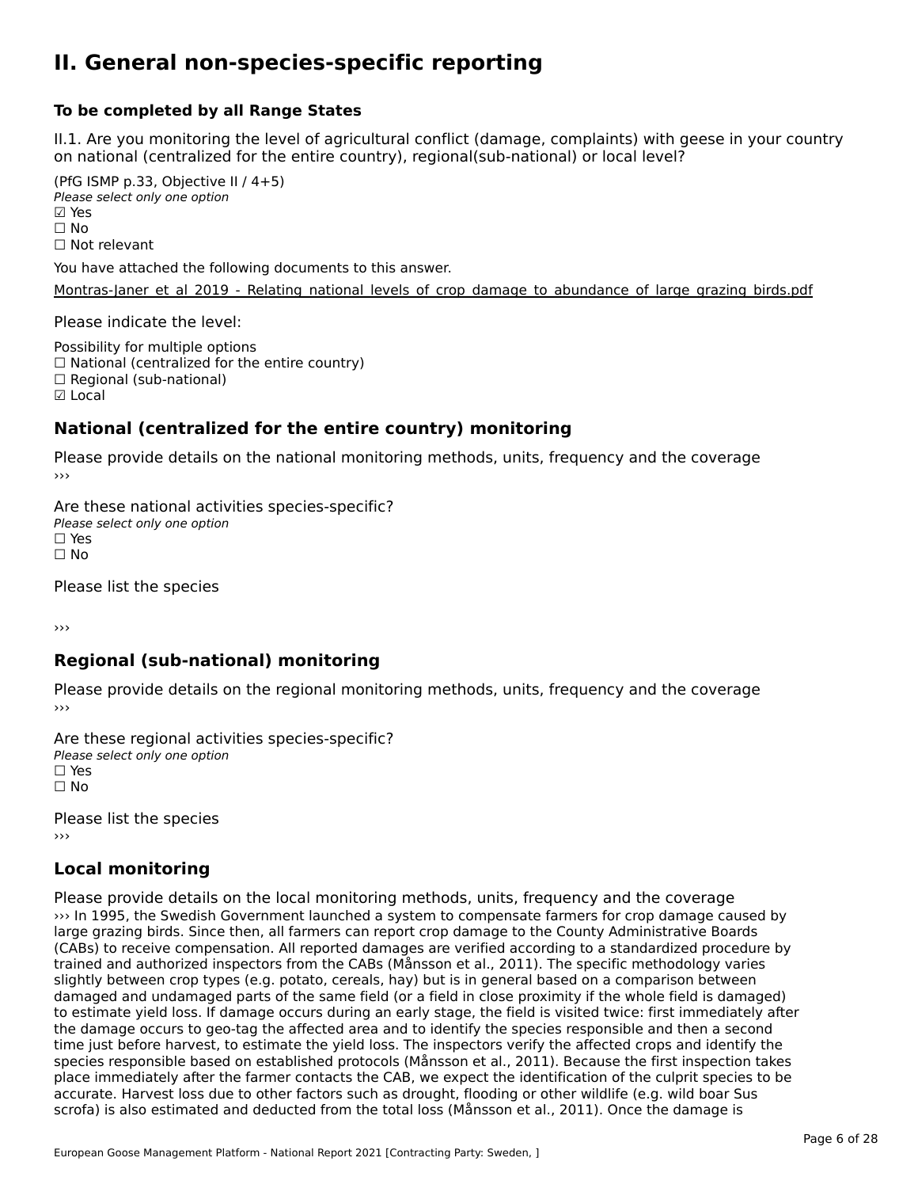# II. General non-species-specific reporting

**To be completed by all Range States**

II.1. Are you monitoring the level of agricultural conflict (damage, complaints) with geese in your country on national (centralized for the entire country), regional(sub-national) or local level?

(PfG ISMP p.33, Objective II / 4+5)
*Please select only one option*
☑ Yes
☐ No
☐ Not relevant

You have attached the following documents to this answer.

Montras-Janer_et_al_2019_-_Relating_national_levels_of_crop_damage_to_abundance_of_large_grazing_birds.pdf

Please indicate the level:

Possibility for multiple options
☐ National (centralized for the entire country)
☐ Regional (sub-national)
☑ Local

## National (centralized for the entire country) monitoring

Please provide details on the national monitoring methods, units, frequency and the coverage
›››

Are these national activities species-specific?
*Please select only one option*
☐ Yes
☐ No

Please list the species

›››

## Regional (sub-national) monitoring

Please provide details on the regional monitoring methods, units, frequency and the coverage
›››

Are these regional activities species-specific?
*Please select only one option*
☐ Yes
☐ No

Please list the species
›››

## Local monitoring

Please provide details on the local monitoring methods, units, frequency and the coverage
››› In 1995, the Swedish Government launched a system to compensate farmers for crop damage caused by large grazing birds. Since then, all farmers can report crop damage to the County Administrative Boards (CABs) to receive compensation. All reported damages are verified according to a standardized procedure by trained and authorized inspectors from the CABs (Månsson et al., 2011). The specific methodology varies slightly between crop types (e.g. potato, cereals, hay) but is in general based on a comparison between damaged and undamaged parts of the same field (or a field in close proximity if the whole field is damaged) to estimate yield loss. If damage occurs during an early stage, the field is visited twice: first immediately after the damage occurs to geo-tag the affected area and to identify the species responsible and then a second time just before harvest, to estimate the yield loss. The inspectors verify the affected crops and identify the species responsible based on established protocols (Månsson et al., 2011). Because the first inspection takes place immediately after the farmer contacts the CAB, we expect the identification of the culprit species to be accurate. Harvest loss due to other factors such as drought, flooding or other wildlife (e.g. wild boar Sus scrofa) is also estimated and deducted from the total loss (Månsson et al., 2011). Once the damage is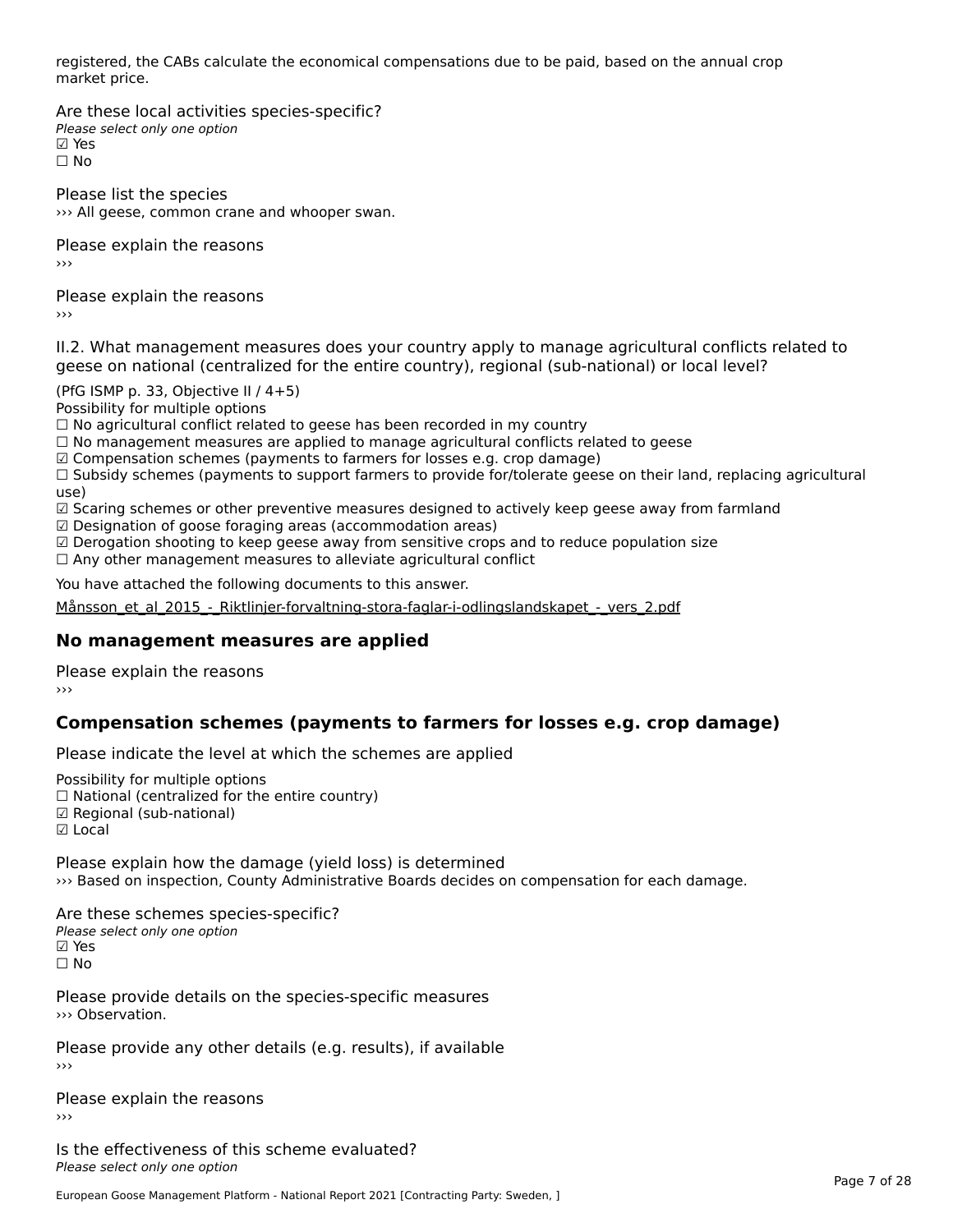registered, the CABs calculate the economical compensations due to be paid, based on the annual crop market price.

Are these local activities species-specific?
*Please select only one option*
☑ Yes
☐ No

Please list the species
››› All geese, common crane and whooper swan.

Please explain the reasons
›››

Please explain the reasons
›››

II.2. What management measures does your country apply to manage agricultural conflicts related to geese on national (centralized for the entire country), regional (sub-national) or local level?

(PfG ISMP p. 33, Objective II / 4+5)
Possibility for multiple options
☐ No agricultural conflict related to geese has been recorded in my country
☐ No management measures are applied to manage agricultural conflicts related to geese
☑ Compensation schemes (payments to farmers for losses e.g. crop damage)
☐ Subsidy schemes (payments to support farmers to provide for/tolerate geese on their land, replacing agricultural use)
☑ Scaring schemes or other preventive measures designed to actively keep geese away from farmland
☑ Designation of goose foraging areas (accommodation areas)
☑ Derogation shooting to keep geese away from sensitive crops and to reduce population size
☐ Any other management measures to alleviate agricultural conflict

You have attached the following documents to this answer.

Månsson_et_al_2015_-_Riktlinjer-forvaltning-stora-faglar-i-odlingslandskapet_-_vers_2.pdf

## No management measures are applied

Please explain the reasons
›››

## Compensation schemes (payments to farmers for losses e.g. crop damage)

Please indicate the level at which the schemes are applied

Possibility for multiple options
☐ National (centralized for the entire country)
☑ Regional (sub-national)
☑ Local

Please explain how the damage (yield loss) is determined
››› Based on inspection, County Administrative Boards decides on compensation for each damage.

Are these schemes species-specific?
*Please select only one option*
☑ Yes
☐ No

Please provide details on the species-specific measures
››› Observation.

Please provide any other details (e.g. results), if available
›››

Please explain the reasons
›››

Is the effectiveness of this scheme evaluated?
*Please select only one option*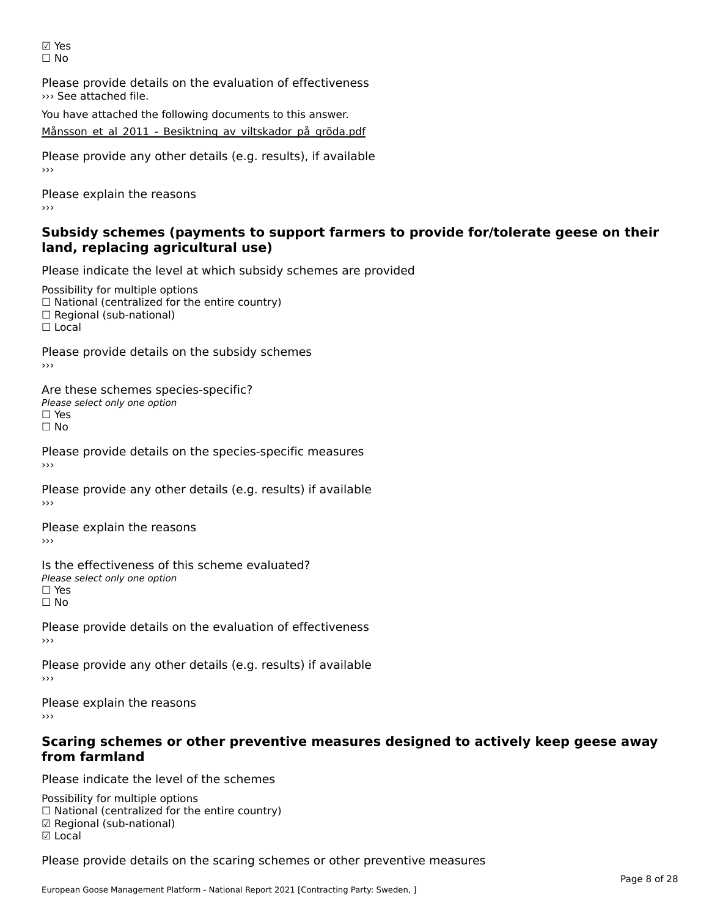☑ Yes
☐ No

Please provide details on the evaluation of effectiveness
››› See attached file.

You have attached the following documents to this answer.

Månsson_et_al_2011_-_Besiktning_av_viltskador_på_gröda.pdf

Please provide any other details (e.g. results), if available
›››

Please explain the reasons
›››

## Subsidy schemes (payments to support farmers to provide for/tolerate geese on their land, replacing agricultural use)

Please indicate the level at which subsidy schemes are provided

Possibility for multiple options
☐ National (centralized for the entire country)
☐ Regional (sub-national)
☐ Local

Please provide details on the subsidy schemes
›››

Are these schemes species-specific?
*Please select only one option*
☐ Yes
☐ No

Please provide details on the species-specific measures
›››

Please provide any other details (e.g. results) if available
›››

Please explain the reasons
›››

Is the effectiveness of this scheme evaluated?
*Please select only one option*
☐ Yes
☐ No

Please provide details on the evaluation of effectiveness
›››

Please provide any other details (e.g. results) if available
›››

Please explain the reasons
›››

## Scaring schemes or other preventive measures designed to actively keep geese away from farmland

Please indicate the level of the schemes

Possibility for multiple options
☐ National (centralized for the entire country)
☑ Regional (sub-national)
☑ Local

Please provide details on the scaring schemes or other preventive measures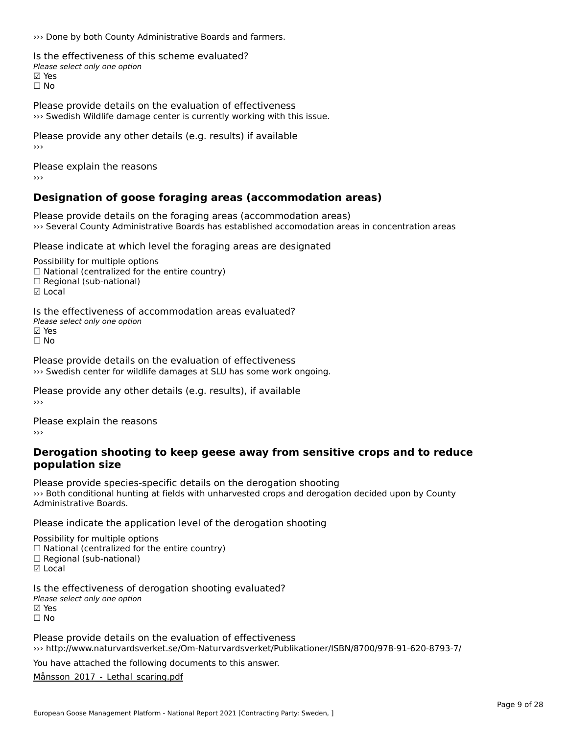››› Done by both County Administrative Boards and farmers.

Is the effectiveness of this scheme evaluated?

*Please select only one option*

☑ Yes

☐ No

Please provide details on the evaluation of effectiveness

››› Swedish Wildlife damage center is currently working with this issue.

Please provide any other details (e.g. results) if available

›››

Please explain the reasons

›››

## Designation of goose foraging areas (accommodation areas)

Please provide details on the foraging areas (accommodation areas)

››› Several County Administrative Boards has established accomodation areas in concentration areas

Please indicate at which level the foraging areas are designated

Possibility for multiple options

☐ National (centralized for the entire country)

☐ Regional (sub-national)

☑ Local

Is the effectiveness of accommodation areas evaluated?

*Please select only one option*

☑ Yes

☐ No

Please provide details on the evaluation of effectiveness

››› Swedish center for wildlife damages at SLU has some work ongoing.

Please provide any other details (e.g. results), if available

›››

Please explain the reasons

›››

## Derogation shooting to keep geese away from sensitive crops and to reduce population size

Please provide species-specific details on the derogation shooting

››› Both conditional hunting at fields with unharvested crops and derogation decided upon by County Administrative Boards.

Please indicate the application level of the derogation shooting

Possibility for multiple options

☐ National (centralized for the entire country)

☐ Regional (sub-national)

☑ Local

Is the effectiveness of derogation shooting evaluated?

*Please select only one option*

☑ Yes

☐ No

Please provide details on the evaluation of effectiveness

››› http://www.naturvardsverket.se/Om-Naturvardsverket/Publikationer/ISBN/8700/978-91-620-8793-7/

You have attached the following documents to this answer.

Månsson_2017_-_Lethal_scaring.pdf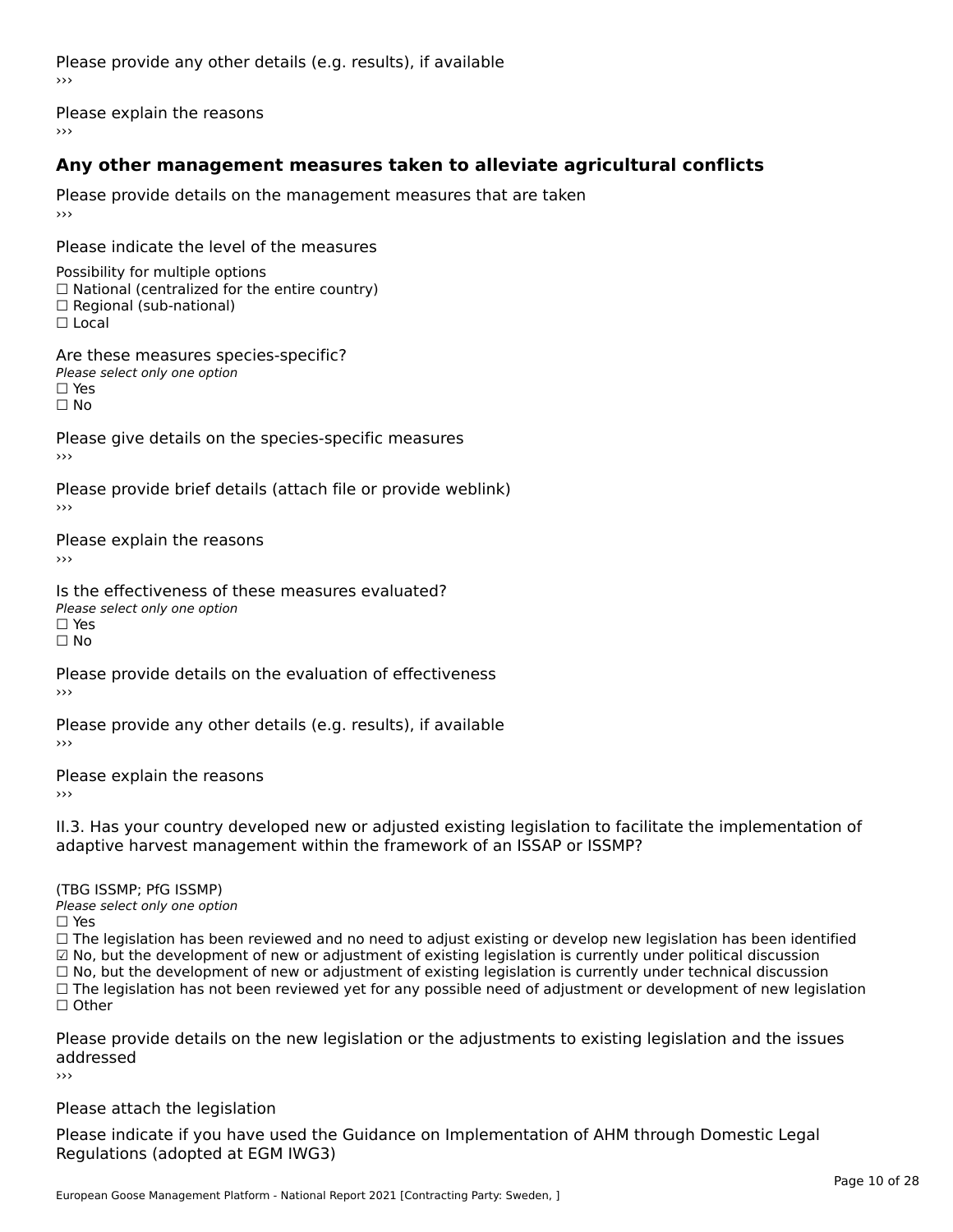Please provide any other details (e.g. results), if available
›››

Please explain the reasons
›››

## Any other management measures taken to alleviate agricultural conflicts

Please provide details on the management measures that are taken
›››

Please indicate the level of the measures

Possibility for multiple options
☐ National (centralized for the entire country)
☐ Regional (sub-national)
☐ Local

Are these measures species-specific?
*Please select only one option*
☐ Yes
☐ No

Please give details on the species-specific measures
›››

Please provide brief details (attach file or provide weblink)
›››

Please explain the reasons
›››

Is the effectiveness of these measures evaluated?
*Please select only one option*
☐ Yes
☐ No

Please provide details on the evaluation of effectiveness
›››

Please provide any other details (e.g. results), if available
›››

Please explain the reasons
›››

II.3. Has your country developed new or adjusted existing legislation to facilitate the implementation of adaptive harvest management within the framework of an ISSAP or ISSMP?

(TBG ISSMP; PfG ISSMP)
*Please select only one option*
☐ Yes
☐ The legislation has been reviewed and no need to adjust existing or develop new legislation has been identified
☑ No, but the development of new or adjustment of existing legislation is currently under political discussion
☐ No, but the development of new or adjustment of existing legislation is currently under technical discussion
☐ The legislation has not been reviewed yet for any possible need of adjustment or development of new legislation
☐ Other

Please provide details on the new legislation or the adjustments to existing legislation and the issues addressed
›››

Please attach the legislation

Please indicate if you have used the Guidance on Implementation of AHM through Domestic Legal Regulations (adopted at EGM IWG3)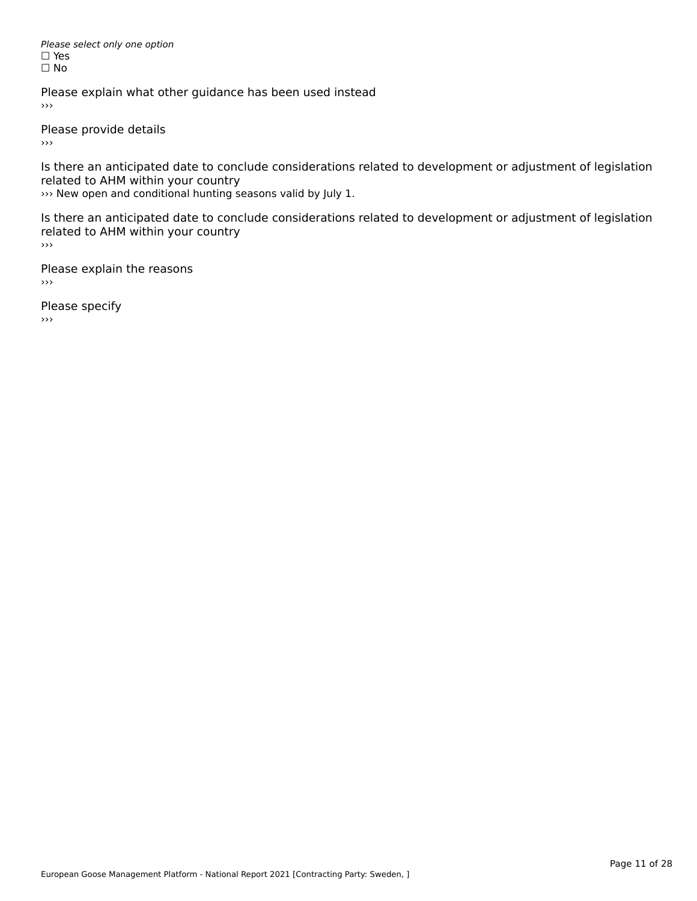*Please select only one option*
☐ Yes
☐ No

Please explain what other guidance has been used instead
›››

Please provide details
›››

Is there an anticipated date to conclude considerations related to development or adjustment of legislation related to AHM within your country
››› New open and conditional hunting seasons valid by July 1.

Is there an anticipated date to conclude considerations related to development or adjustment of legislation related to AHM within your country
›››

Please explain the reasons
›››

Please specify
›››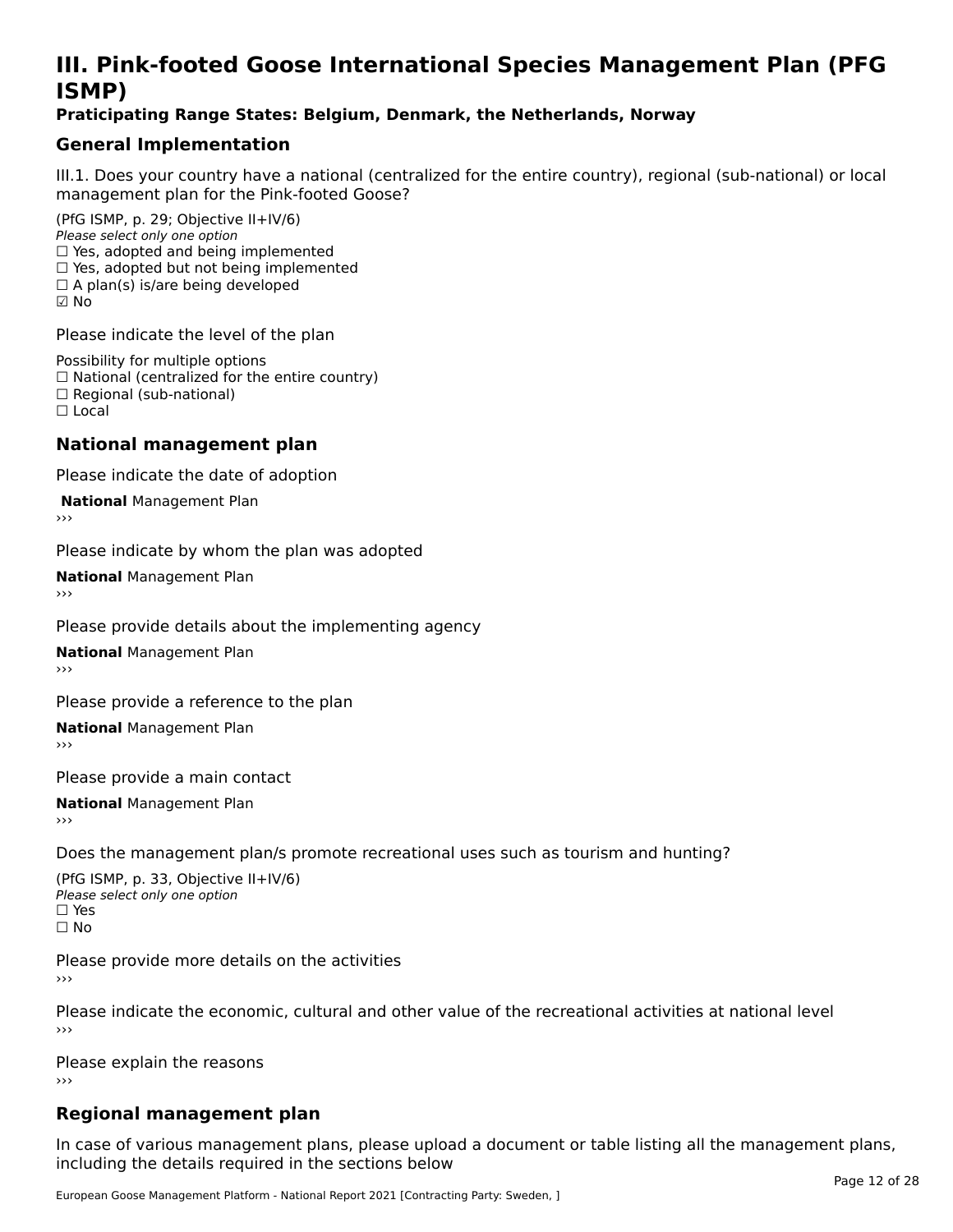# III. Pink-footed Goose International Species Management Plan (PFG ISMP)

**Praticipating Range States: Belgium, Denmark, the Netherlands, Norway**

## General Implementation

III.1. Does your country have a national (centralized for the entire country), regional (sub-national) or local management plan for the Pink-footed Goose?

(PfG ISMP, p. 29; Objective II+IV/6)
*Please select only one option*
☐ Yes, adopted and being implemented
☐ Yes, adopted but not being implemented
☐ A plan(s) is/are being developed
☑ No

Please indicate the level of the plan

Possibility for multiple options
☐ National (centralized for the entire country)
☐ Regional (sub-national)
☐ Local

## National management plan

Please indicate the date of adoption

**National** Management Plan
›››

Please indicate by whom the plan was adopted

**National** Management Plan
›››

Please provide details about the implementing agency

**National** Management Plan
›››

Please provide a reference to the plan

**National** Management Plan
›››

Please provide a main contact

**National** Management Plan
›››

Does the management plan/s promote recreational uses such as tourism and hunting?

(PfG ISMP, p. 33, Objective II+IV/6)
*Please select only one option*
☐ Yes
☐ No

Please provide more details on the activities
›››

Please indicate the economic, cultural and other value of the recreational activities at national level
›››

Please explain the reasons
›››

## Regional management plan

In case of various management plans, please upload a document or table listing all the management plans, including the details required in the sections below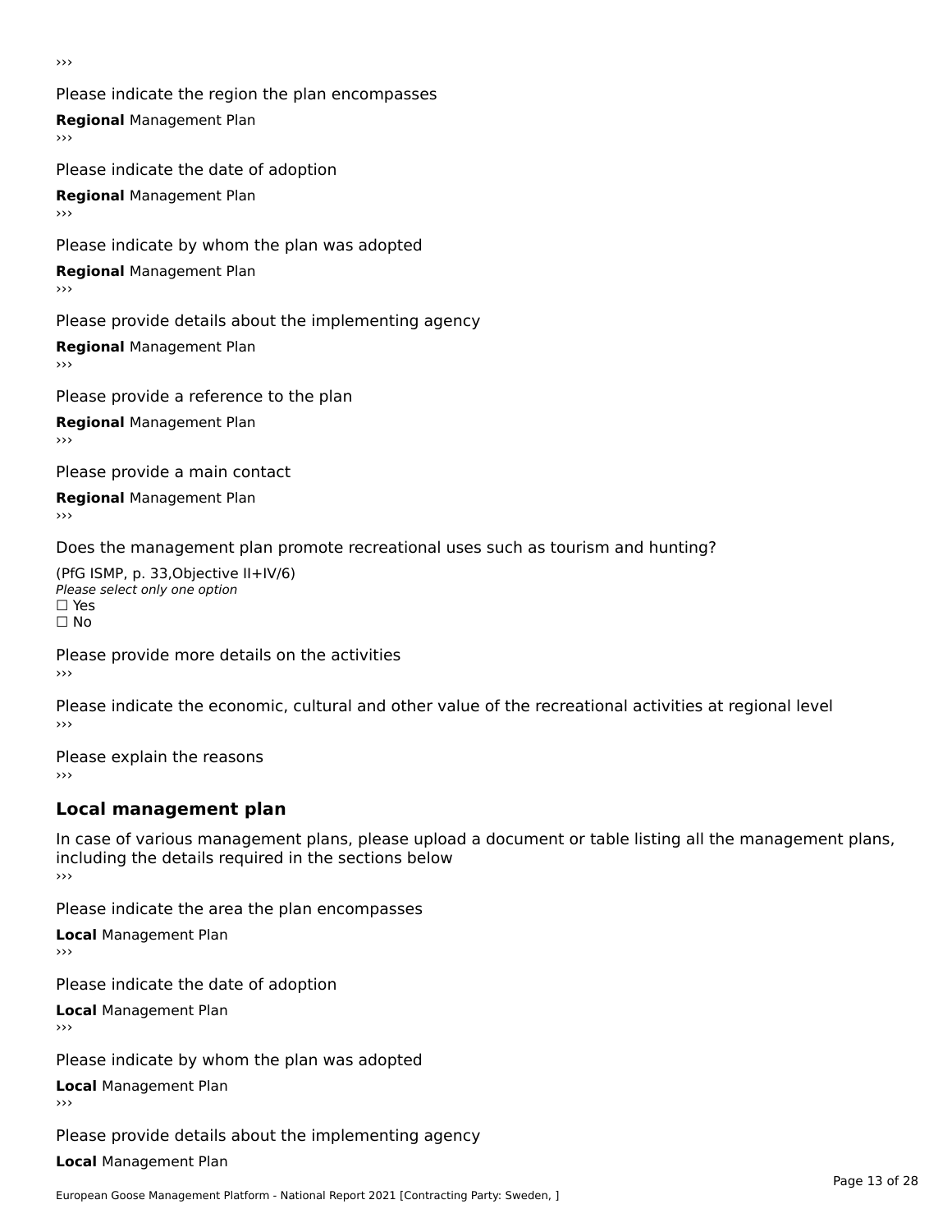›››

Please indicate the region the plan encompasses

**Regional** Management Plan

›››

Please indicate the date of adoption

**Regional** Management Plan

›››

Please indicate by whom the plan was adopted

**Regional** Management Plan

›››

Please provide details about the implementing agency

**Regional** Management Plan

›››

Please provide a reference to the plan

**Regional** Management Plan

›››

Please provide a main contact

**Regional** Management Plan

›››

Does the management plan promote recreational uses such as tourism and hunting?

(PfG ISMP, p. 33,Objective II+IV/6)
*Please select only one option*
☐ Yes
☐ No

Please provide more details on the activities
›››

Please indicate the economic, cultural and other value of the recreational activities at regional level
›››

Please explain the reasons
›››

## Local management plan

In case of various management plans, please upload a document or table listing all the management plans, including the details required in the sections below
›››

Please indicate the area the plan encompasses

**Local** Management Plan

›››

Please indicate the date of adoption

**Local** Management Plan

›››

Please indicate by whom the plan was adopted

**Local** Management Plan

›››

Please provide details about the implementing agency

**Local** Management Plan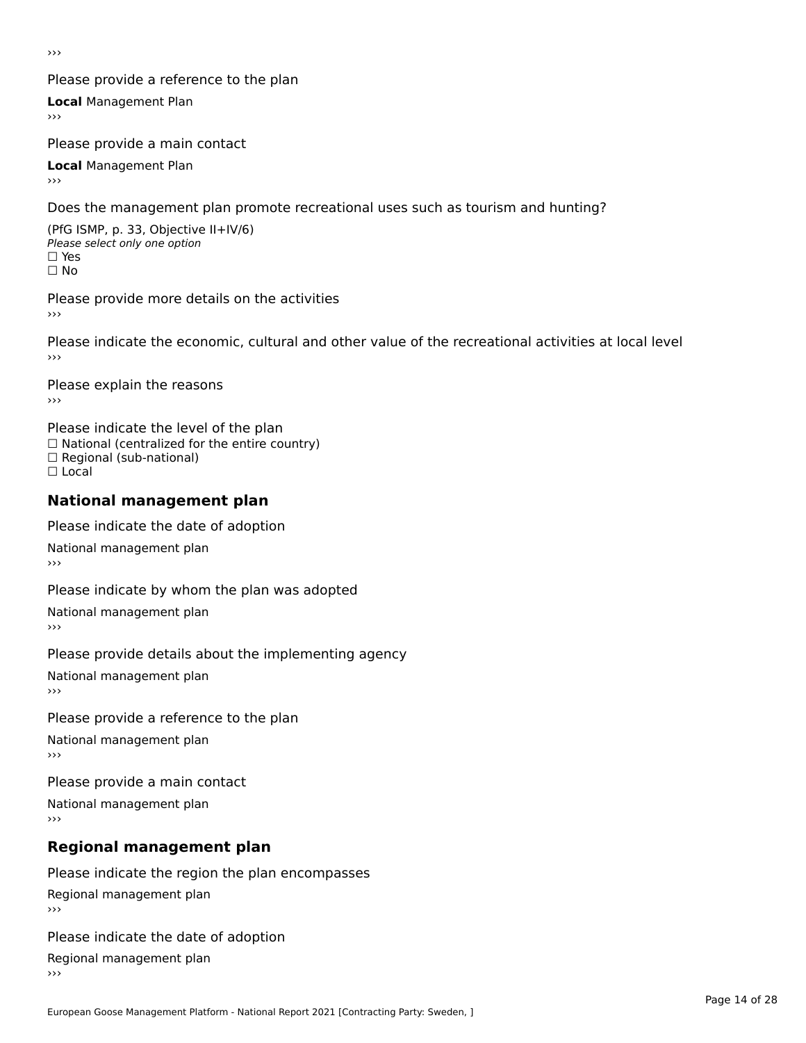›››

Please provide a reference to the plan

**Local** Management Plan

›››

Please provide a main contact

**Local** Management Plan

›››

Does the management plan promote recreational uses such as tourism and hunting?

(PfG ISMP, p. 33, Objective II+IV/6)

*Please select only one option*

☐ Yes

☐ No

Please provide more details on the activities

›››

Please indicate the economic, cultural and other value of the recreational activities at local level

›››

Please explain the reasons

›››

Please indicate the level of the plan

☐ National (centralized for the entire country)

☐ Regional (sub-national)

☐ Local

## National management plan

Please indicate the date of adoption

National management plan

›››

Please indicate by whom the plan was adopted

National management plan

›››

Please provide details about the implementing agency

National management plan

›››

Please provide a reference to the plan

National management plan

›››

Please provide a main contact

National management plan

›››

## Regional management plan

Please indicate the region the plan encompasses

Regional management plan

›››

Please indicate the date of adoption

Regional management plan

›››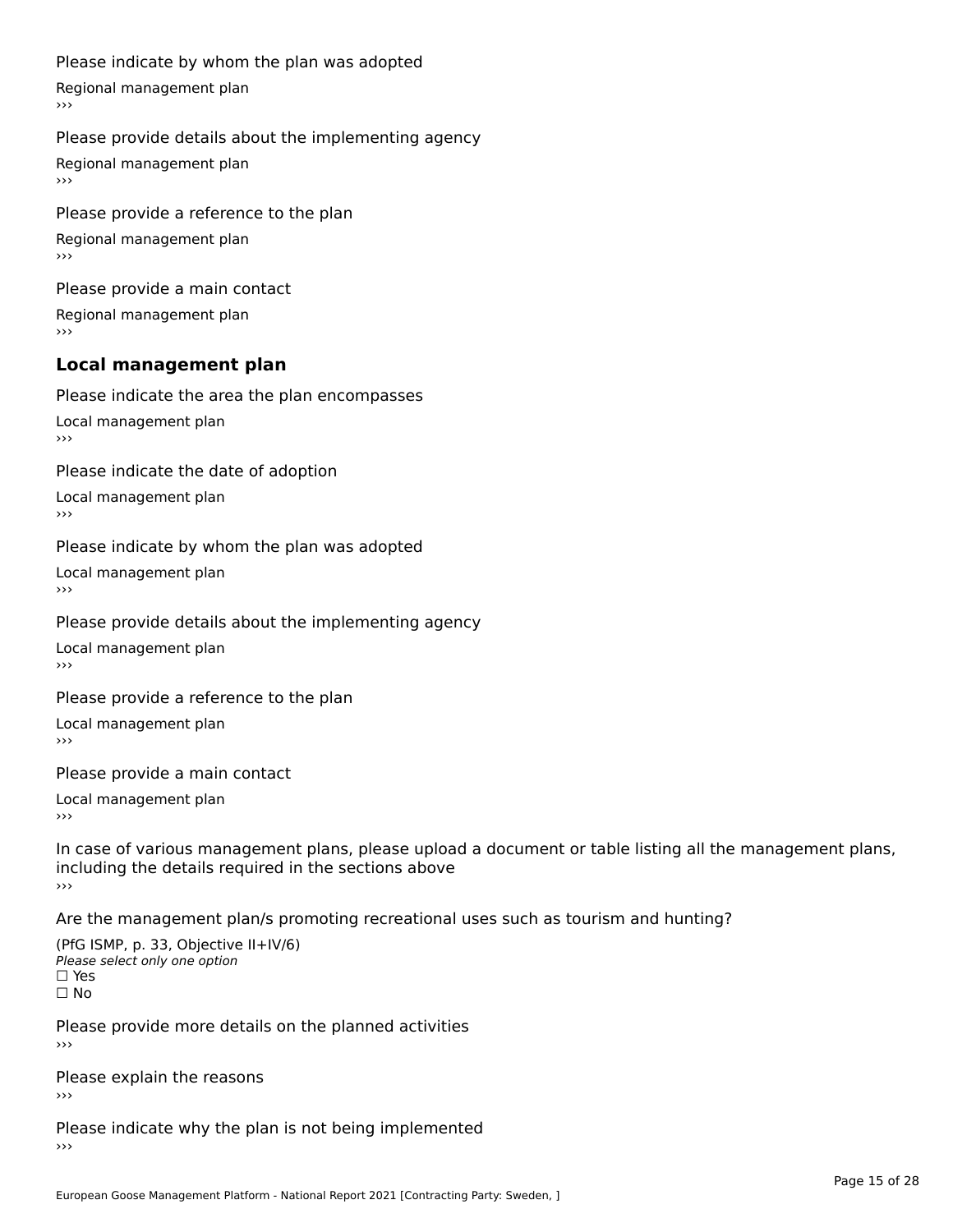Please indicate by whom the plan was adopted

Regional management plan

›››

Please provide details about the implementing agency

Regional management plan

›››

Please provide a reference to the plan

Regional management plan

›››

Please provide a main contact

Regional management plan

›››

### Local management plan

Please indicate the area the plan encompasses

Local management plan

›››

Please indicate the date of adoption

Local management plan

›››

Please indicate by whom the plan was adopted

Local management plan

›››

Please provide details about the implementing agency

Local management plan

›››

Please provide a reference to the plan

Local management plan

›››

Please provide a main contact

Local management plan

›››

In case of various management plans, please upload a document or table listing all the management plans, including the details required in the sections above

›››

Are the management plan/s promoting recreational uses such as tourism and hunting?

(PfG ISMP, p. 33, Objective II+IV/6)

*Please select only one option*

☐ Yes

☐ No

Please provide more details on the planned activities

›››

Please explain the reasons

›››

Please indicate why the plan is not being implemented

›››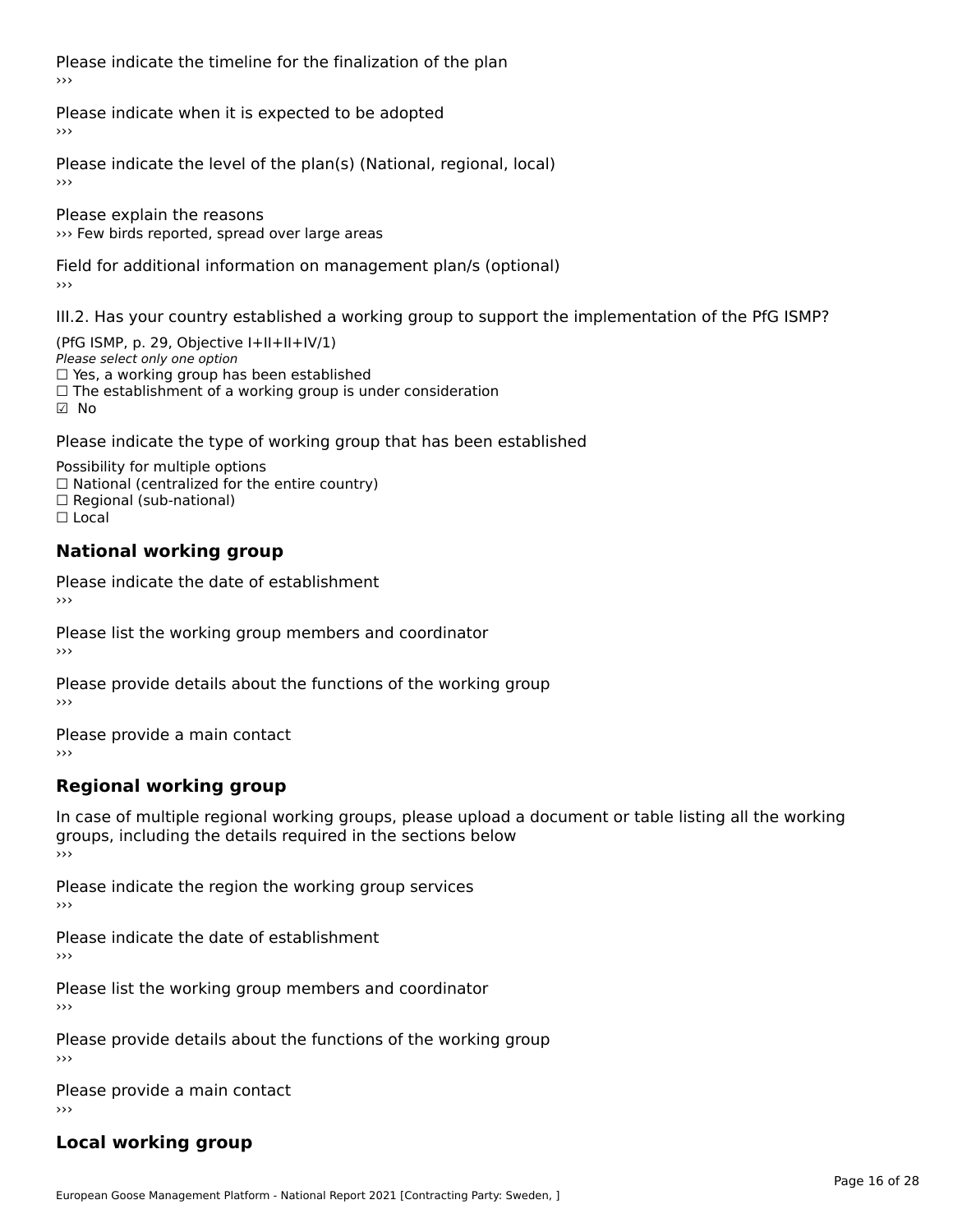Please indicate the timeline for the finalization of the plan

›››

Please indicate when it is expected to be adopted

›››

Please indicate the level of the plan(s) (National, regional, local)

›››

Please explain the reasons

››› Few birds reported, spread over large areas

Field for additional information on management plan/s (optional)

›››

III.2. Has your country established a working group to support the implementation of the PfG ISMP?

(PfG ISMP, p. 29, Objective I+II+II+IV/1)

*Please select only one option*

☐ Yes, a working group has been established

☐ The establishment of a working group is under consideration

☑ No

Please indicate the type of working group that has been established

Possibility for multiple options

☐ National (centralized for the entire country)

☐ Regional (sub-national)

☐ Local

## National working group

Please indicate the date of establishment

›››

Please list the working group members and coordinator

›››

Please provide details about the functions of the working group

›››

Please provide a main contact

›››

## Regional working group

In case of multiple regional working groups, please upload a document or table listing all the working groups, including the details required in the sections below

›››

Please indicate the region the working group services

›››

Please indicate the date of establishment

›››

Please list the working group members and coordinator

›››

Please provide details about the functions of the working group

›››

Please provide a main contact

›››

## Local working group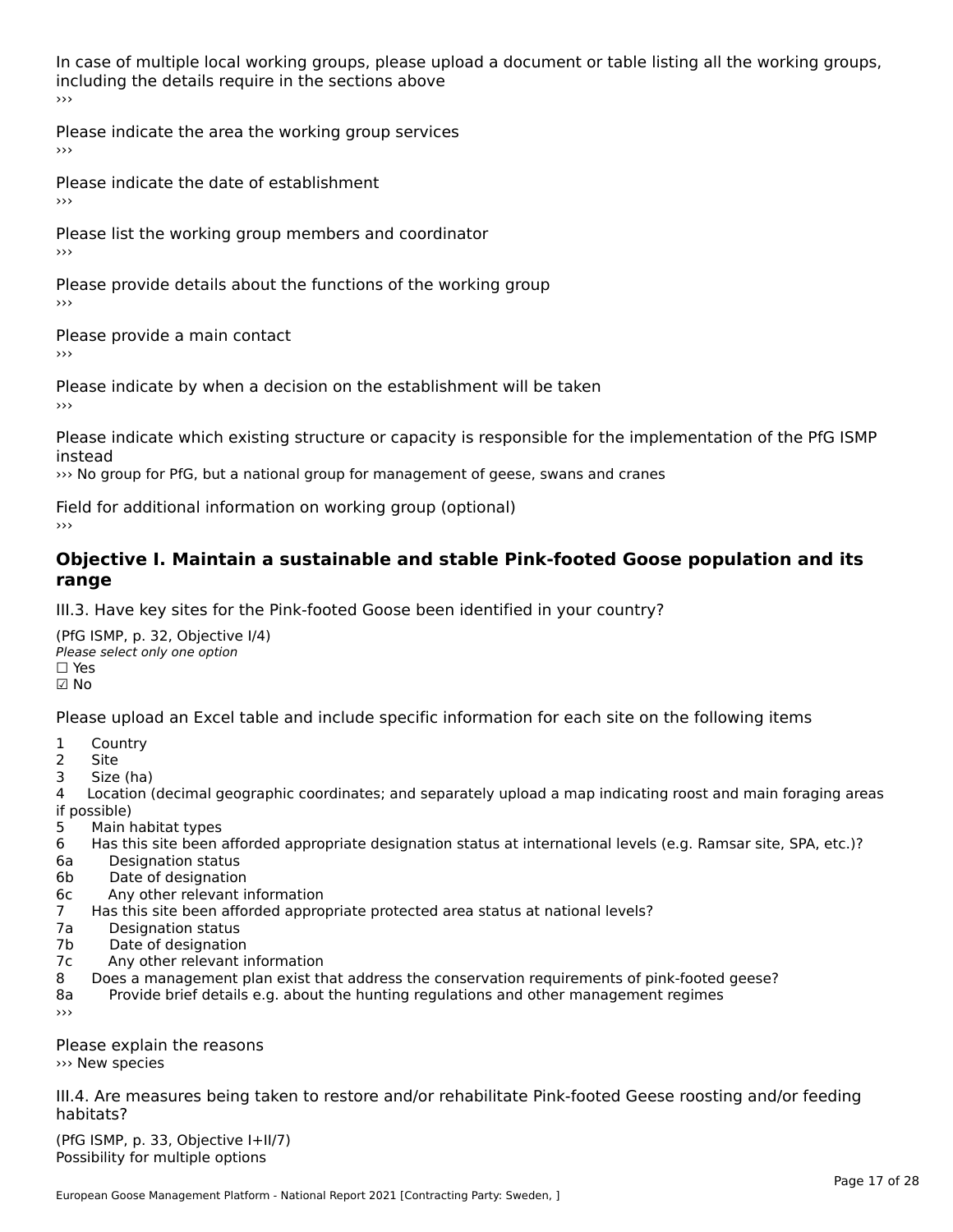In case of multiple local working groups, please upload a document or table listing all the working groups, including the details require in the sections above
›››

Please indicate the area the working group services
›››

Please indicate the date of establishment
›››

Please list the working group members and coordinator
›››

Please provide details about the functions of the working group
›››

Please provide a main contact
›››

Please indicate by when a decision on the establishment will be taken
›››

Please indicate which existing structure or capacity is responsible for the implementation of the PfG ISMP instead
››› No group for PfG, but a national group for management of geese, swans and cranes

Field for additional information on working group (optional)
›››

## Objective I. Maintain a sustainable and stable Pink-footed Goose population and its range

III.3. Have key sites for the Pink-footed Goose been identified in your country?

(PfG ISMP, p. 32, Objective I/4)
*Please select only one option*
☐ Yes
☑ No

Please upload an Excel table and include specific information for each site on the following items

1 Country
2 Site
3 Size (ha)
4 Location (decimal geographic coordinates; and separately upload a map indicating roost and main foraging areas if possible)
5 Main habitat types
6 Has this site been afforded appropriate designation status at international levels (e.g. Ramsar site, SPA, etc.)?
6a Designation status
6b Date of designation
6c Any other relevant information
7 Has this site been afforded appropriate protected area status at national levels?
7a Designation status
7b Date of designation
7c Any other relevant information
8 Does a management plan exist that address the conservation requirements of pink-footed geese?
8a Provide brief details e.g. about the hunting regulations and other management regimes
›››

Please explain the reasons
››› New species

III.4. Are measures being taken to restore and/or rehabilitate Pink-footed Geese roosting and/or feeding habitats?

(PfG ISMP, p. 33, Objective I+II/7)
Possibility for multiple options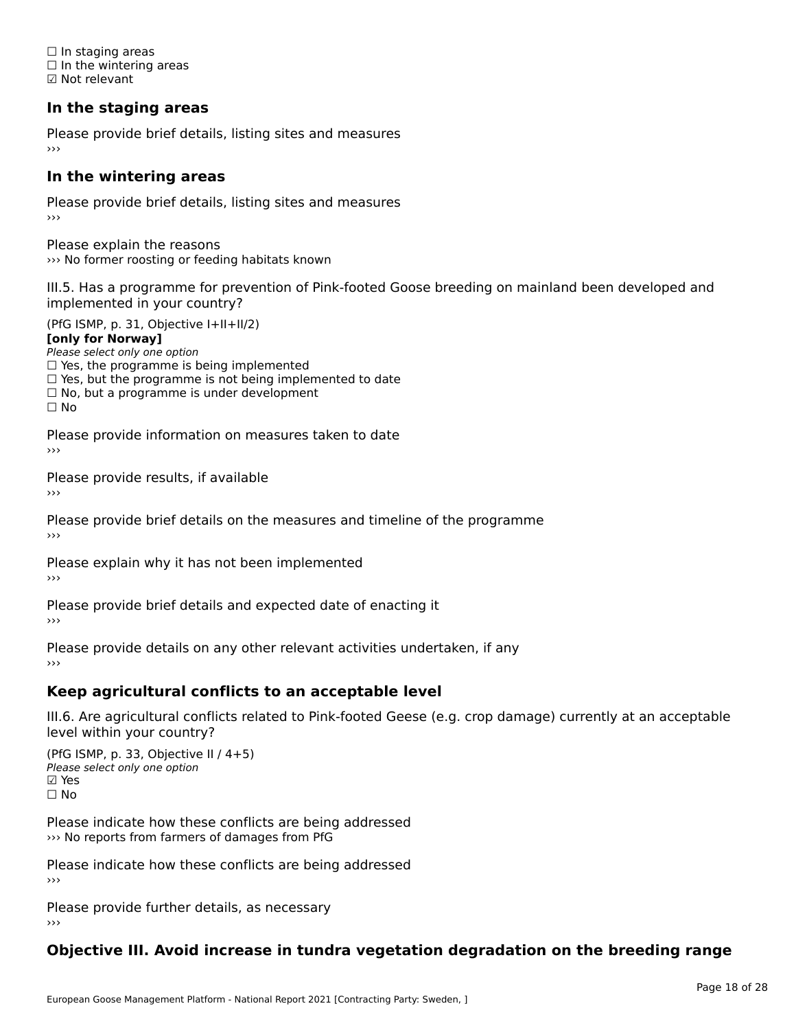☐ In staging areas
☐ In the wintering areas
☑ Not relevant

### In the staging areas

Please provide brief details, listing sites and measures
›››

### In the wintering areas

Please provide brief details, listing sites and measures
›››

Please explain the reasons
››› No former roosting or feeding habitats known

III.5. Has a programme for prevention of Pink-footed Goose breeding on mainland been developed and implemented in your country?

(PfG ISMP, p. 31, Objective I+II+II/2)
**[only for Norway]**
*Please select only one option*
☐ Yes, the programme is being implemented
☐ Yes, but the programme is not being implemented to date
☐ No, but a programme is under development
☐ No

Please provide information on measures taken to date
›››

Please provide results, if available
›››

Please provide brief details on the measures and timeline of the programme
›››

Please explain why it has not been implemented
›››

Please provide brief details and expected date of enacting it
›››

Please provide details on any other relevant activities undertaken, if any
›››

### Keep agricultural conflicts to an acceptable level

III.6. Are agricultural conflicts related to Pink-footed Geese (e.g. crop damage) currently at an acceptable level within your country?

(PfG ISMP, p. 33, Objective II / 4+5)
*Please select only one option*
☑ Yes
☐ No

Please indicate how these conflicts are being addressed
››› No reports from farmers of damages from PfG

Please indicate how these conflicts are being addressed
›››

Please provide further details, as necessary
›››

### Objective III. Avoid increase in tundra vegetation degradation on the breeding range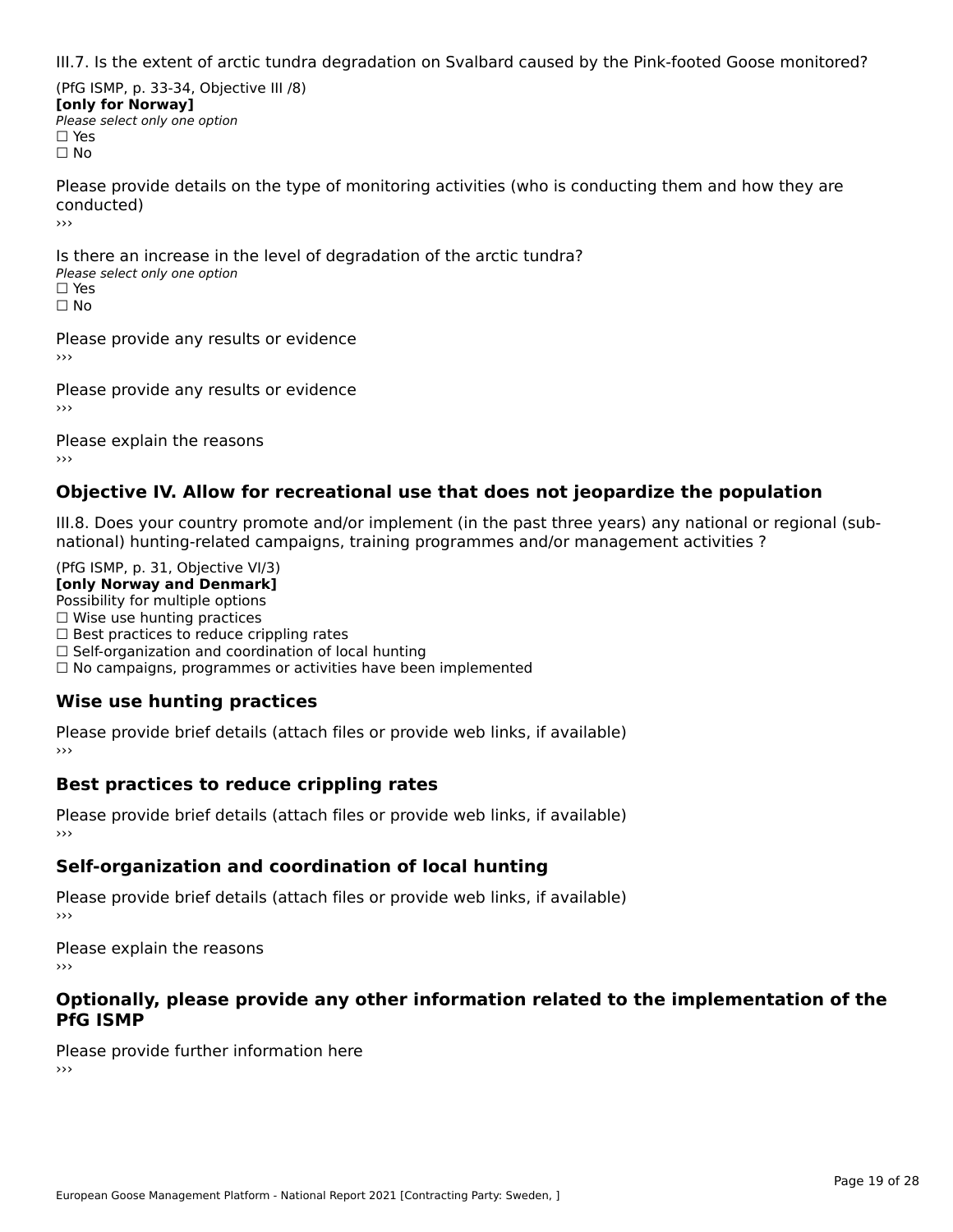III.7. Is the extent of arctic tundra degradation on Svalbard caused by the Pink-footed Goose monitored?

(PfG ISMP, p. 33-34, Objective III /8)
**[only for Norway]**
*Please select only one option*
☐ Yes
☐ No

Please provide details on the type of monitoring activities (who is conducting them and how they are conducted)
›››

Is there an increase in the level of degradation of the arctic tundra?
*Please select only one option*
☐ Yes
☐ No

Please provide any results or evidence
›››

Please provide any results or evidence
›››

Please explain the reasons
›››

## Objective IV. Allow for recreational use that does not jeopardize the population

III.8. Does your country promote and/or implement (in the past three years) any national or regional (sub-national) hunting-related campaigns, training programmes and/or management activities ?

(PfG ISMP, p. 31, Objective VI/3)
**[only Norway and Denmark]**
Possibility for multiple options
☐ Wise use hunting practices
☐ Best practices to reduce crippling rates
☐ Self-organization and coordination of local hunting
☐ No campaigns, programmes or activities have been implemented

### Wise use hunting practices

Please provide brief details (attach files or provide web links, if available)
›››

### Best practices to reduce crippling rates

Please provide brief details (attach files or provide web links, if available)
›››

### Self-organization and coordination of local hunting

Please provide brief details (attach files or provide web links, if available)
›››

Please explain the reasons
›››

## Optionally, please provide any other information related to the implementation of the PfG ISMP

Please provide further information here
›››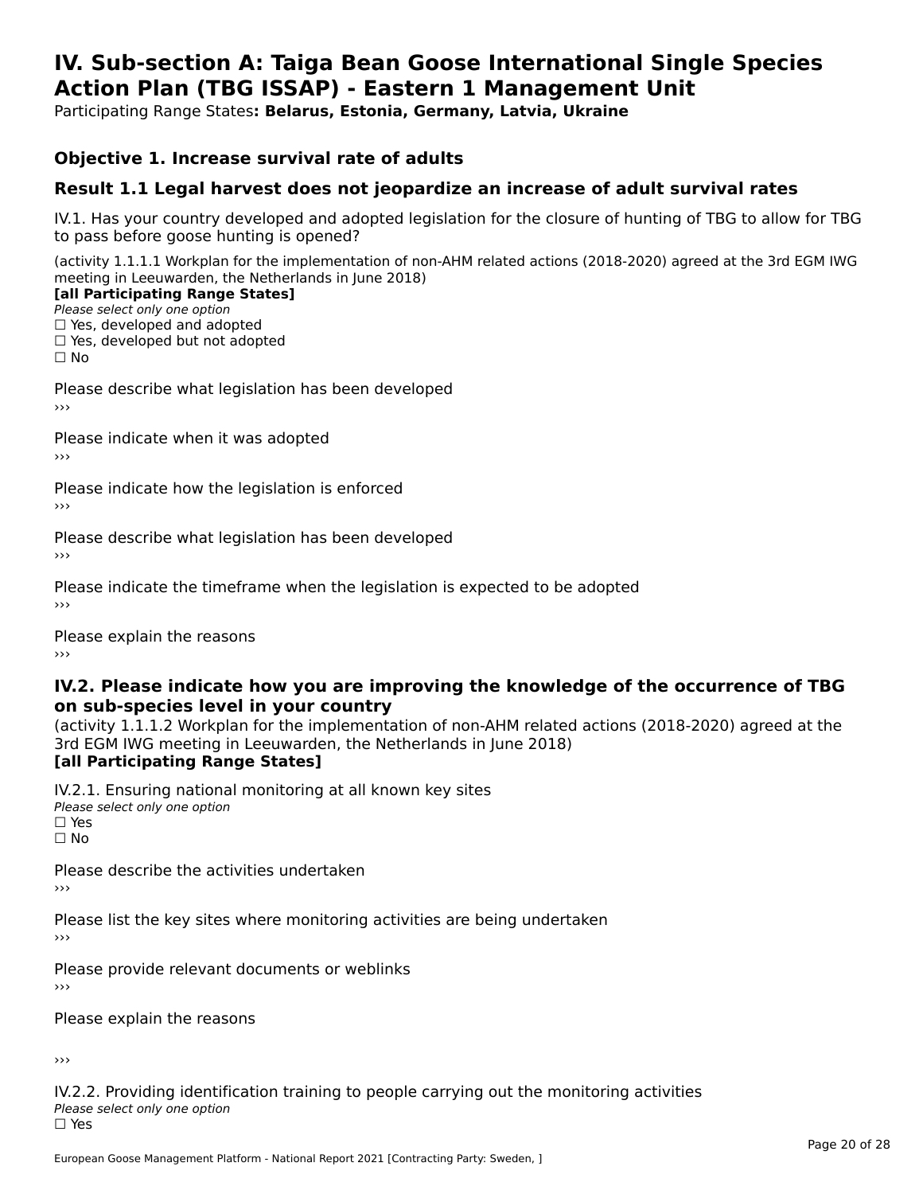# IV. Sub-section A: Taiga Bean Goose International Single Species Action Plan (TBG ISSAP) - Eastern 1 Management Unit

Participating Range States**: Belarus, Estonia, Germany, Latvia, Ukraine**

## Objective 1. Increase survival rate of adults

## Result 1.1 Legal harvest does not jeopardize an increase of adult survival rates

IV.1. Has your country developed and adopted legislation for the closure of hunting of TBG to allow for TBG to pass before goose hunting is opened?

(activity 1.1.1.1 Workplan for the implementation of non-AHM related actions (2018-2020) agreed at the 3rd EGM IWG meeting in Leeuwarden, the Netherlands in June 2018)

**[all Participating Range States]**

*Please select only one option*

☐ Yes, developed and adopted

☐ Yes, developed but not adopted

☐ No

Please describe what legislation has been developed

›››

Please indicate when it was adopted

›››

Please indicate how the legislation is enforced

›››

Please describe what legislation has been developed

›››

Please indicate the timeframe when the legislation is expected to be adopted

›››

Please explain the reasons

›››

### IV.2. Please indicate how you are improving the knowledge of the occurrence of TBG on sub-species level in your country

(activity 1.1.1.2 Workplan for the implementation of non-AHM related actions (2018-2020) agreed at the 3rd EGM IWG meeting in Leeuwarden, the Netherlands in June 2018)

**[all Participating Range States]**

IV.2.1. Ensuring national monitoring at all known key sites

*Please select only one option*

☐ Yes

☐ No

Please describe the activities undertaken

›››

Please list the key sites where monitoring activities are being undertaken

›››

Please provide relevant documents or weblinks

›››

Please explain the reasons

›››

IV.2.2. Providing identification training to people carrying out the monitoring activities

*Please select only one option*

☐ Yes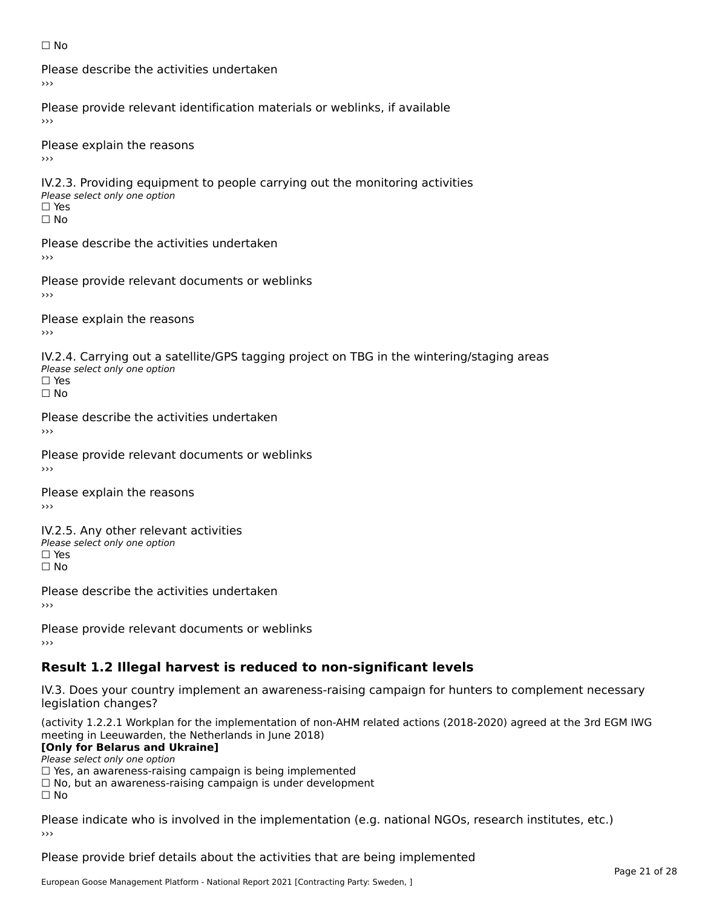☐ No

Please describe the activities undertaken
›››

Please provide relevant identification materials or weblinks, if available
›››

Please explain the reasons
›››

IV.2.3. Providing equipment to people carrying out the monitoring activities
*Please select only one option*
☐ Yes
☐ No

Please describe the activities undertaken
›››

Please provide relevant documents or weblinks
›››

Please explain the reasons
›››

IV.2.4. Carrying out a satellite/GPS tagging project on TBG in the wintering/staging areas
*Please select only one option*
☐ Yes
☐ No

Please describe the activities undertaken
›››

Please provide relevant documents or weblinks
›››

Please explain the reasons
›››

IV.2.5. Any other relevant activities
*Please select only one option*
☐ Yes
☐ No

Please describe the activities undertaken
›››

Please provide relevant documents or weblinks
›››

## Result 1.2 Illegal harvest is reduced to non-significant levels

IV.3. Does your country implement an awareness-raising campaign for hunters to complement necessary legislation changes?

(activity 1.2.2.1 Workplan for the implementation of non-AHM related actions (2018-2020) agreed at the 3rd EGM IWG meeting in Leeuwarden, the Netherlands in June 2018)
**[Only for Belarus and Ukraine]**
*Please select only one option*
☐ Yes, an awareness-raising campaign is being implemented
☐ No, but an awareness-raising campaign is under development
☐ No

Please indicate who is involved in the implementation (e.g. national NGOs, research institutes, etc.)
›››

Please provide brief details about the activities that are being implemented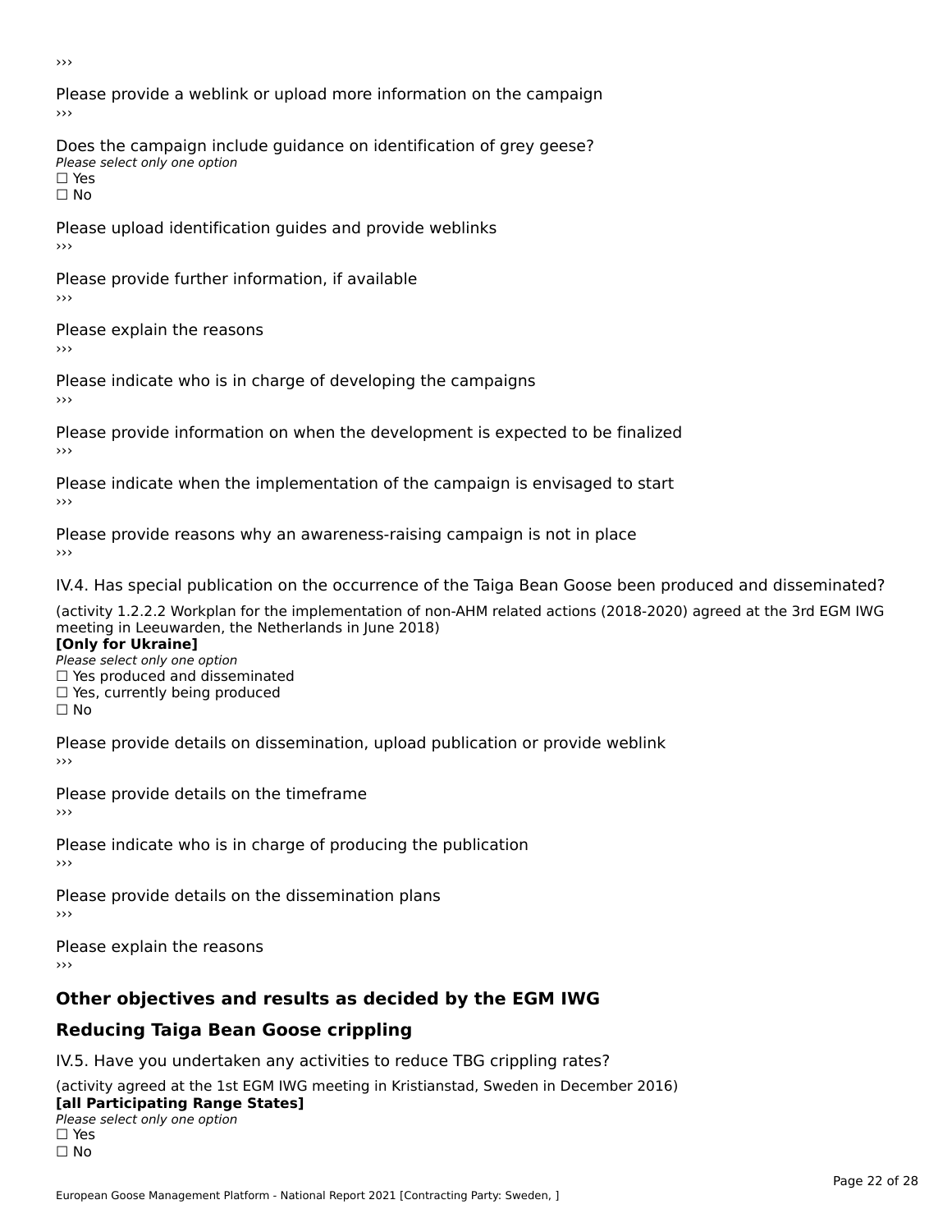›››

Please provide a weblink or upload more information on the campaign

›››

Does the campaign include guidance on identification of grey geese?

*Please select only one option*

☐ Yes

☐ No

Please upload identification guides and provide weblinks

›››

Please provide further information, if available

›››

Please explain the reasons

›››

Please indicate who is in charge of developing the campaigns

›››

Please provide information on when the development is expected to be finalized

›››

Please indicate when the implementation of the campaign is envisaged to start

›››

Please provide reasons why an awareness-raising campaign is not in place

›››

IV.4. Has special publication on the occurrence of the Taiga Bean Goose been produced and disseminated?

(activity 1.2.2.2 Workplan for the implementation of non-AHM related actions (2018-2020) agreed at the 3rd EGM IWG meeting in Leeuwarden, the Netherlands in June 2018)

**[Only for Ukraine]**

*Please select only one option*

☐ Yes produced and disseminated

☐ Yes, currently being produced

☐ No

Please provide details on dissemination, upload publication or provide weblink

›››

Please provide details on the timeframe

›››

Please indicate who is in charge of producing the publication

›››

Please provide details on the dissemination plans

›››

Please explain the reasons

›››

## Other objectives and results as decided by the EGM IWG

## Reducing Taiga Bean Goose crippling

IV.5. Have you undertaken any activities to reduce TBG crippling rates?

(activity agreed at the 1st EGM IWG meeting in Kristianstad, Sweden in December 2016)

**[all Participating Range States]**

*Please select only one option*

☐ Yes

☐ No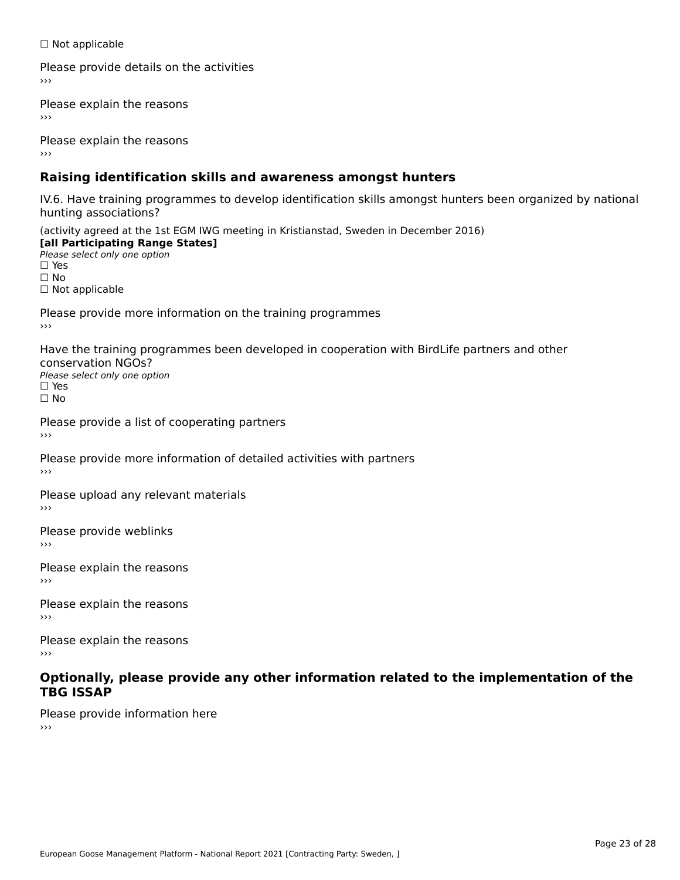☐ Not applicable

Please provide details on the activities
›››

Please explain the reasons
›››

Please explain the reasons
›››

## Raising identification skills and awareness amongst hunters

IV.6. Have training programmes to develop identification skills amongst hunters been organized by national hunting associations?

(activity agreed at the 1st EGM IWG meeting in Kristianstad, Sweden in December 2016)
**[all Participating Range States]**
*Please select only one option*
☐ Yes
☐ No
☐ Not applicable

Please provide more information on the training programmes
›››

Have the training programmes been developed in cooperation with BirdLife partners and other conservation NGOs?
*Please select only one option*
☐ Yes
☐ No

Please provide a list of cooperating partners
›››

Please provide more information of detailed activities with partners
›››

Please upload any relevant materials
›››

Please provide weblinks
›››

Please explain the reasons
›››

Please explain the reasons
›››

Please explain the reasons
›››

## Optionally, please provide any other information related to the implementation of the TBG ISSAP

Please provide information here
›››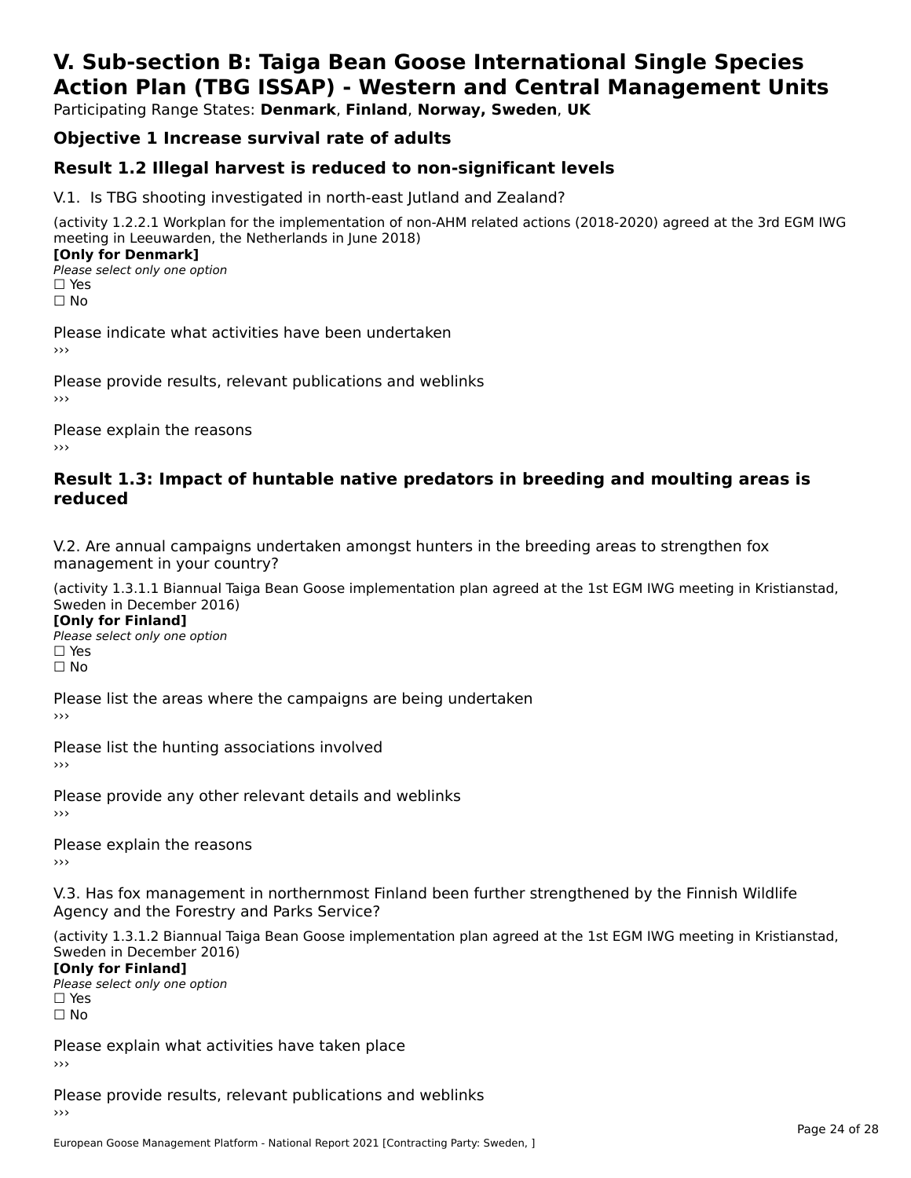# V. Sub-section B: Taiga Bean Goose International Single Species Action Plan (TBG ISSAP) - Western and Central Management Units

Participating Range States: **Denmark**, **Finland**, **Norway, Sweden**, **UK**

## Objective 1 Increase survival rate of adults

## Result 1.2 Illegal harvest is reduced to non-significant levels

V.1. Is TBG shooting investigated in north-east Jutland and Zealand?

(activity 1.2.2.1 Workplan for the implementation of non-AHM related actions (2018-2020) agreed at the 3rd EGM IWG meeting in Leeuwarden, the Netherlands in June 2018)

**[Only for Denmark]**

*Please select only one option*

☐ Yes

☐ No

Please indicate what activities have been undertaken

›››

Please provide results, relevant publications and weblinks

›››

Please explain the reasons

›››

## Result 1.3: Impact of huntable native predators in breeding and moulting areas is reduced

V.2. Are annual campaigns undertaken amongst hunters in the breeding areas to strengthen fox management in your country?

(activity 1.3.1.1 Biannual Taiga Bean Goose implementation plan agreed at the 1st EGM IWG meeting in Kristianstad, Sweden in December 2016)

**[Only for Finland]**

*Please select only one option*

☐ Yes

☐ No

Please list the areas where the campaigns are being undertaken

›››

Please list the hunting associations involved

›››

Please provide any other relevant details and weblinks

›››

Please explain the reasons

›››

V.3. Has fox management in northernmost Finland been further strengthened by the Finnish Wildlife Agency and the Forestry and Parks Service?

(activity 1.3.1.2 Biannual Taiga Bean Goose implementation plan agreed at the 1st EGM IWG meeting in Kristianstad, Sweden in December 2016)

**[Only for Finland]**

*Please select only one option*

☐ Yes

☐ No

Please explain what activities have taken place

›››

Please provide results, relevant publications and weblinks

›››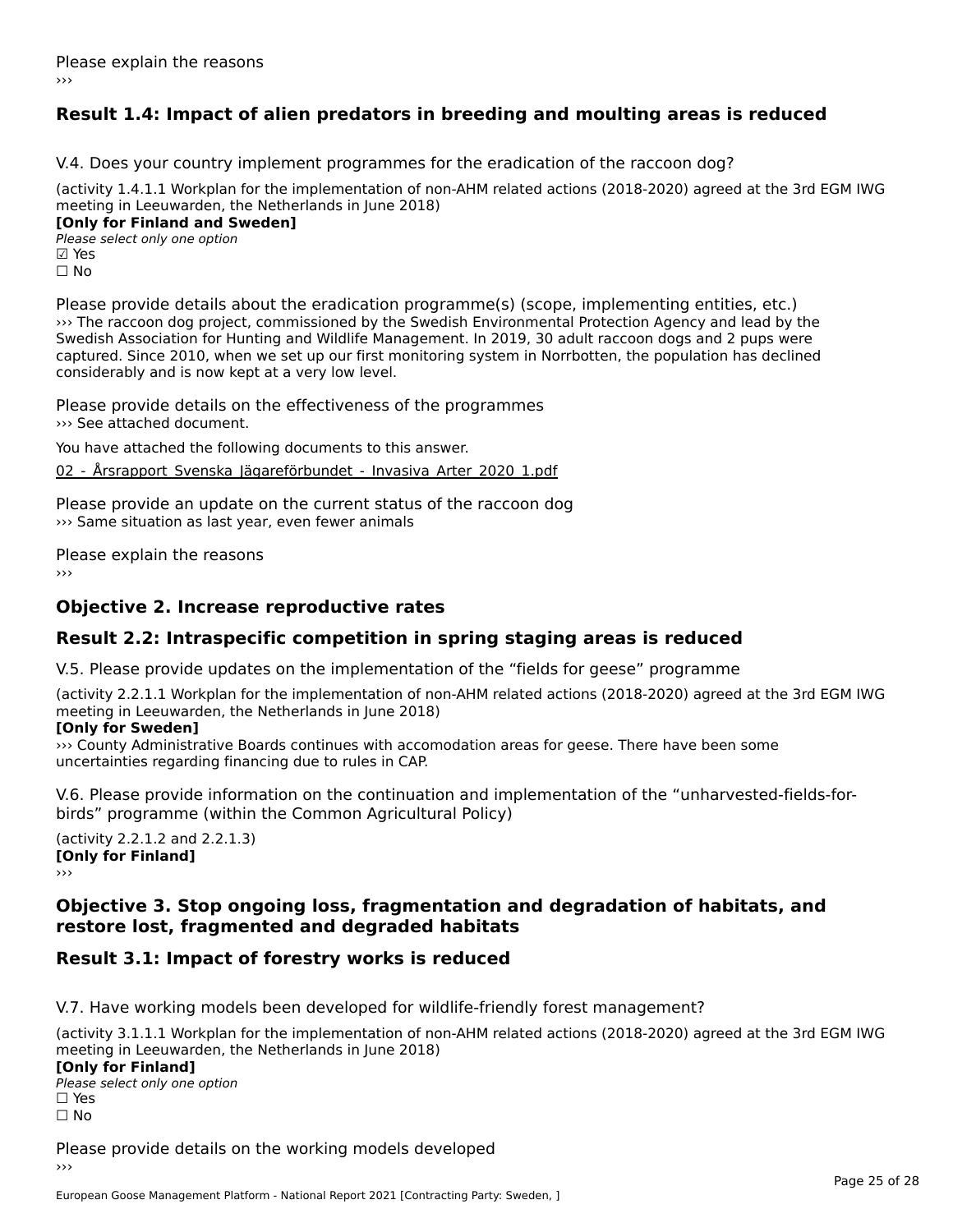Please explain the reasons
›››

## Result 1.4: Impact of alien predators in breeding and moulting areas is reduced

V.4. Does your country implement programmes for the eradication of the raccoon dog?

(activity 1.4.1.1 Workplan for the implementation of non-AHM related actions (2018-2020) agreed at the 3rd EGM IWG meeting in Leeuwarden, the Netherlands in June 2018)
**[Only for Finland and Sweden]**
*Please select only one option*
☑ Yes
☐ No

Please provide details about the eradication programme(s) (scope, implementing entities, etc.)
››› The raccoon dog project, commissioned by the Swedish Environmental Protection Agency and lead by the Swedish Association for Hunting and Wildlife Management. In 2019, 30 adult raccoon dogs and 2 pups were captured. Since 2010, when we set up our first monitoring system in Norrbotten, the population has declined considerably and is now kept at a very low level.

Please provide details on the effectiveness of the programmes
››› See attached document.

You have attached the following documents to this answer.

02_-_Årsrapport_Svenska_Jägareförbundet_-_Invasiva_Arter_2020_1.pdf

Please provide an update on the current status of the raccoon dog
››› Same situation as last year, even fewer animals

Please explain the reasons
›››

## Objective 2. Increase reproductive rates

## Result 2.2: Intraspecific competition in spring staging areas is reduced

V.5. Please provide updates on the implementation of the “fields for geese” programme

(activity 2.2.1.1 Workplan for the implementation of non-AHM related actions (2018-2020) agreed at the 3rd EGM IWG meeting in Leeuwarden, the Netherlands in June 2018)
**[Only for Sweden]**
››› County Administrative Boards continues with accomodation areas for geese. There have been some uncertainties regarding financing due to rules in CAP.

V.6. Please provide information on the continuation and implementation of the “unharvested-fields-for-birds” programme (within the Common Agricultural Policy)

(activity 2.2.1.2 and 2.2.1.3)
**[Only for Finland]**
›››

## Objective 3. Stop ongoing loss, fragmentation and degradation of habitats, and restore lost, fragmented and degraded habitats

## Result 3.1: Impact of forestry works is reduced

V.7. Have working models been developed for wildlife-friendly forest management?

(activity 3.1.1.1 Workplan for the implementation of non-AHM related actions (2018-2020) agreed at the 3rd EGM IWG meeting in Leeuwarden, the Netherlands in June 2018)
**[Only for Finland]**
*Please select only one option*
☐ Yes
☐ No

Please provide details on the working models developed
›››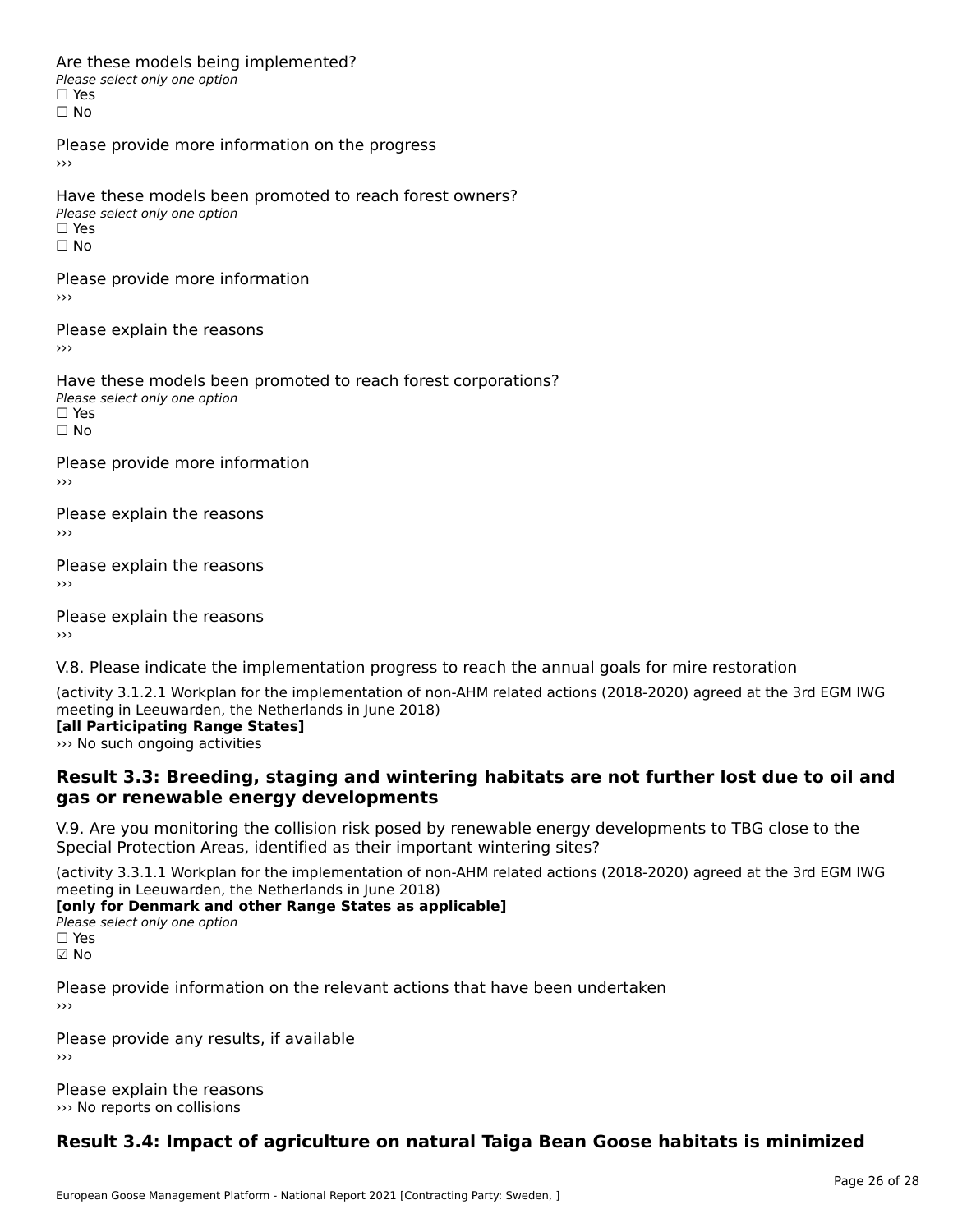Are these models being implemented?

*Please select only one option*

☐ Yes

☐ No

Please provide more information on the progress

›››

Have these models been promoted to reach forest owners?

*Please select only one option*

☐ Yes

☐ No

Please provide more information

›››

Please explain the reasons

›››

Have these models been promoted to reach forest corporations?

*Please select only one option*

☐ Yes

☐ No

Please provide more information

›››

Please explain the reasons

›››

Please explain the reasons

›››

Please explain the reasons

›››

V.8. Please indicate the implementation progress to reach the annual goals for mire restoration

(activity 3.1.2.1 Workplan for the implementation of non-AHM related actions (2018-2020) agreed at the 3rd EGM IWG meeting in Leeuwarden, the Netherlands in June 2018)

**[all Participating Range States]**

››› No such ongoing activities

## Result 3.3: Breeding, staging and wintering habitats are not further lost due to oil and gas or renewable energy developments

V.9. Are you monitoring the collision risk posed by renewable energy developments to TBG close to the Special Protection Areas, identified as their important wintering sites?

(activity 3.3.1.1 Workplan for the implementation of non-AHM related actions (2018-2020) agreed at the 3rd EGM IWG meeting in Leeuwarden, the Netherlands in June 2018)

**[only for Denmark and other Range States as applicable]**

*Please select only one option*

☐ Yes

☑ No

Please provide information on the relevant actions that have been undertaken

›››

Please provide any results, if available

›››

Please explain the reasons

››› No reports on collisions

## Result 3.4: Impact of agriculture on natural Taiga Bean Goose habitats is minimized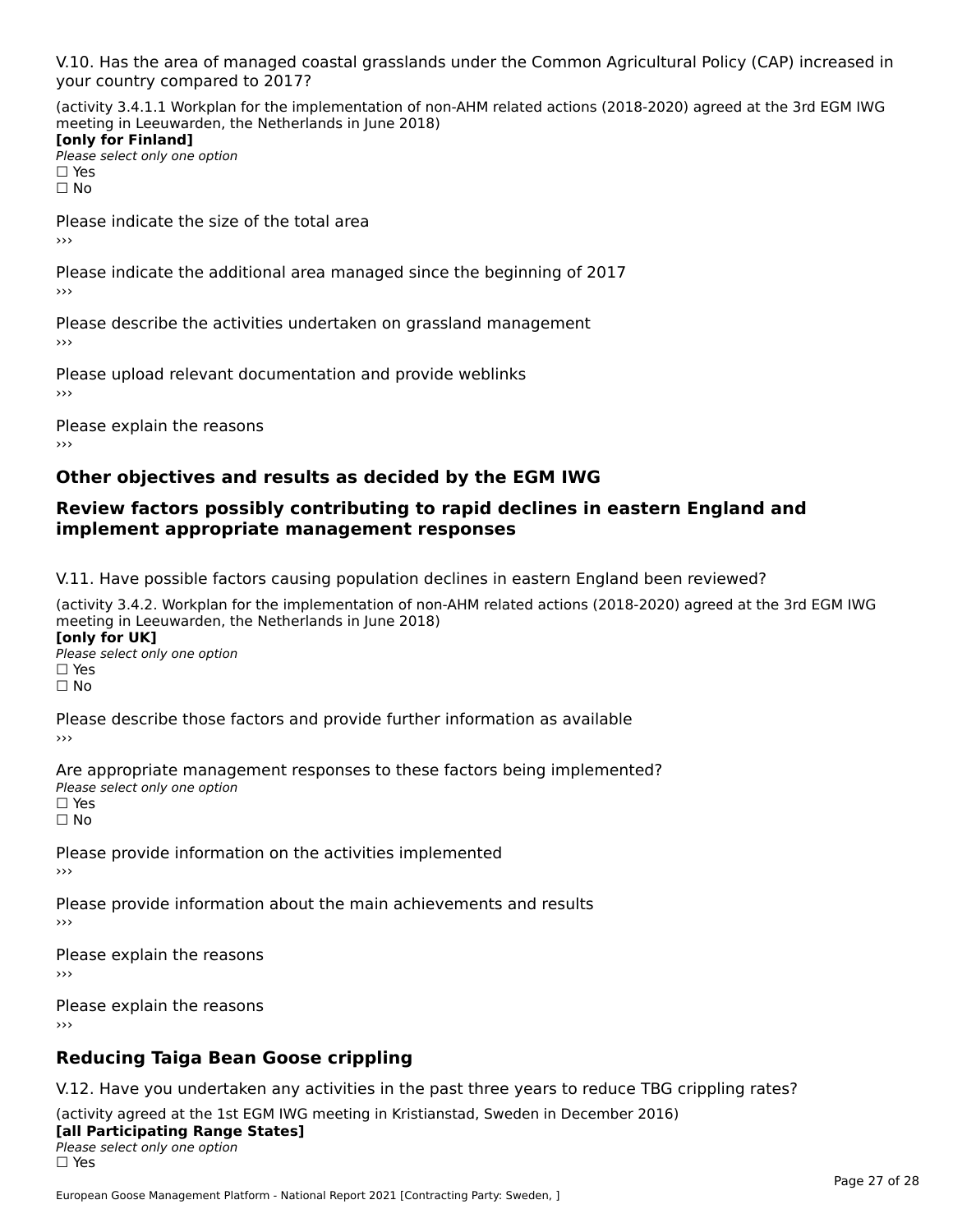V.10. Has the area of managed coastal grasslands under the Common Agricultural Policy (CAP) increased in your country compared to 2017?

(activity 3.4.1.1 Workplan for the implementation of non-AHM related actions (2018-2020) agreed at the 3rd EGM IWG meeting in Leeuwarden, the Netherlands in June 2018)
**[only for Finland]**
*Please select only one option*
☐ Yes
☐ No

Please indicate the size of the total area
›››

Please indicate the additional area managed since the beginning of 2017
›››

Please describe the activities undertaken on grassland management
›››

Please upload relevant documentation and provide weblinks
›››

Please explain the reasons
›››

## Other objectives and results as decided by the EGM IWG

## Review factors possibly contributing to rapid declines in eastern England and implement appropriate management responses

V.11. Have possible factors causing population declines in eastern England been reviewed?

(activity 3.4.2. Workplan for the implementation of non-AHM related actions (2018-2020) agreed at the 3rd EGM IWG meeting in Leeuwarden, the Netherlands in June 2018)
**[only for UK]**
*Please select only one option*
☐ Yes
☐ No

Please describe those factors and provide further information as available
›››

Are appropriate management responses to these factors being implemented?
*Please select only one option*
☐ Yes
☐ No

Please provide information on the activities implemented
›››

Please provide information about the main achievements and results
›››

Please explain the reasons
›››

Please explain the reasons
›››

## Reducing Taiga Bean Goose crippling

V.12. Have you undertaken any activities in the past three years to reduce TBG crippling rates?

(activity agreed at the 1st EGM IWG meeting in Kristianstad, Sweden in December 2016)
**[all Participating Range States]**
*Please select only one option*
☐ Yes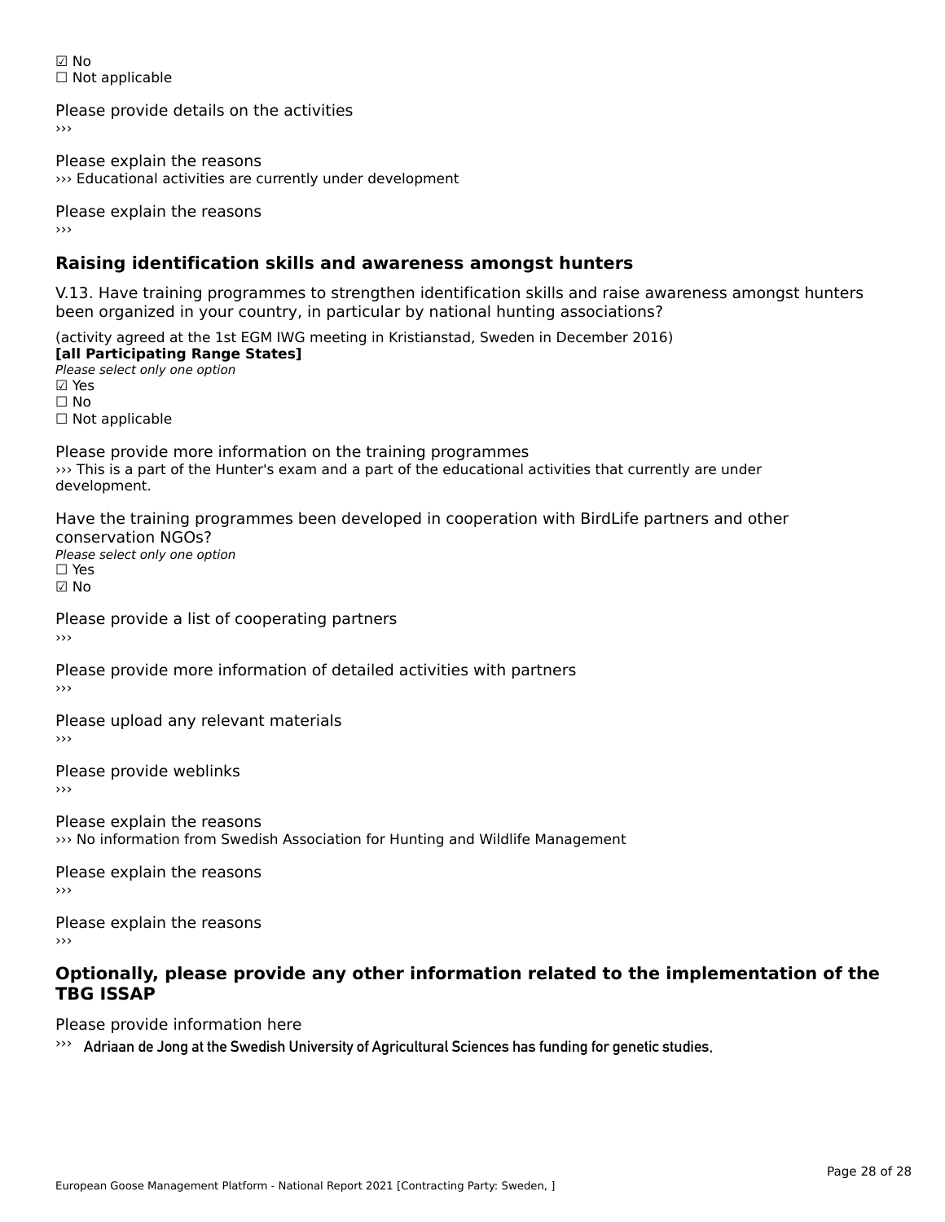☑ No
☐ Not applicable

Please provide details on the activities
›››

Please explain the reasons
››› Educational activities are currently under development

Please explain the reasons
›››

## Raising identification skills and awareness amongst hunters

V.13. Have training programmes to strengthen identification skills and raise awareness amongst hunters been organized in your country, in particular by national hunting associations?

(activity agreed at the 1st EGM IWG meeting in Kristianstad, Sweden in December 2016)
**[all Participating Range States]**
*Please select only one option*
☑ Yes
☐ No
☐ Not applicable

Please provide more information on the training programmes
››› This is a part of the Hunter's exam and a part of the educational activities that currently are under development.

Have the training programmes been developed in cooperation with BirdLife partners and other conservation NGOs?
*Please select only one option*
☐ Yes
☑ No

Please provide a list of cooperating partners
›››

Please provide more information of detailed activities with partners
›››

Please upload any relevant materials
›››

Please provide weblinks
›››

Please explain the reasons
››› No information from Swedish Association for Hunting and Wildlife Management

Please explain the reasons
›››

Please explain the reasons
›››

## Optionally, please provide any other information related to the implementation of the TBG ISSAP

Please provide information here
››› Adriaan de Jong at the Swedish University of Agricultural Sciences has funding for genetic studies.